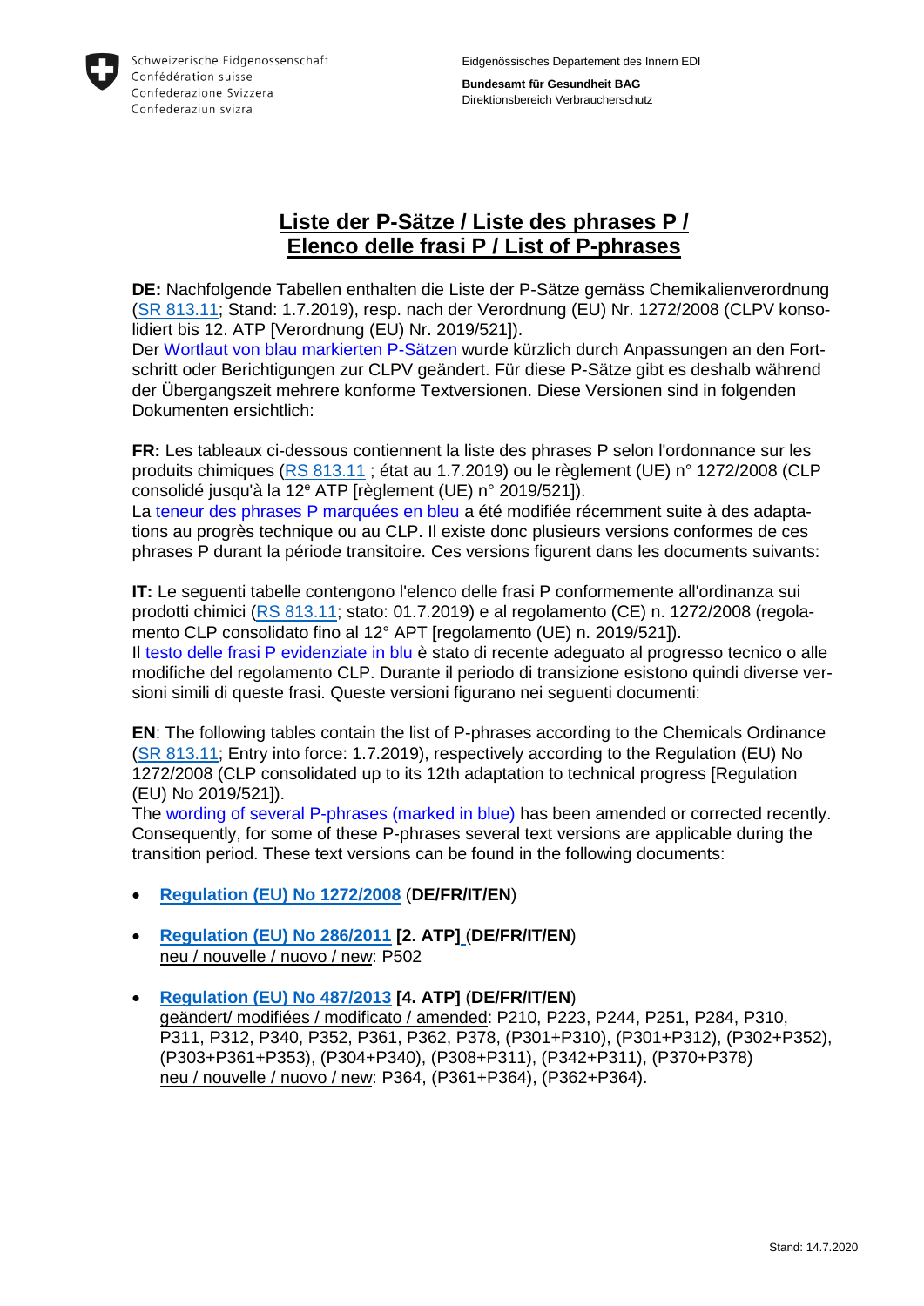Schweizerische Eidgenossenschaft
Confédération suisse
Confederazione Svizzera
Confederaziun svizra

Eidgenössisches Departement des Innern EDI

**Bundesamt für Gesundheit BAG**
Direktionsbereich Verbraucherschutz

# Liste der P-Sätze / Liste des phrases P / Elenco delle frasi P / List of P-phrases

**DE:** Nachfolgende Tabellen enthalten die Liste der P-Sätze gemäss Chemikalienverordnung (SR 813.11; Stand: 1.7.2019), resp. nach der Verordnung (EU) Nr. 1272/2008 (CLPV konsolidiert bis 12. ATP [Verordnung (EU) Nr. 2019/521]).
Der Wortlaut von blau markierten P-Sätzen wurde kürzlich durch Anpassungen an den Fortschritt oder Berichtigungen zur CLPV geändert. Für diese P-Sätze gibt es deshalb während der Übergangszeit mehrere konforme Textversionen. Diese Versionen sind in folgenden Dokumenten ersichtlich:

**FR:** Les tableaux ci-dessous contiennent la liste des phrases P selon l'ordonnance sur les produits chimiques (RS 813.11 ; état au 1.7.2019) ou le règlement (UE) n° 1272/2008 (CLP consolidé jusqu'à la 12e ATP [règlement (UE) n° 2019/521]).
La teneur des phrases P marquées en bleu a été modifiée récemment suite à des adaptations au progrès technique ou au CLP. Il existe donc plusieurs versions conformes de ces phrases P durant la période transitoire. Ces versions figurent dans les documents suivants:

**IT:** Le seguenti tabelle contengono l'elenco delle frasi P conformemente all'ordinanza sui prodotti chimici (RS 813.11; stato: 01.7.2019) e al regolamento (CE) n. 1272/2008 (regolamento CLP consolidato fino al 12° APT [regolamento (UE) n. 2019/521]).
Il testo delle frasi P evidenziate in blu è stato di recente adeguato al progresso tecnico o alle modifiche del regolamento CLP. Durante il periodo di transizione esistono quindi diverse versioni simili di queste frasi. Queste versioni figurano nei seguenti documenti:

**EN**: The following tables contain the list of P-phrases according to the Chemicals Ordinance (SR 813.11; Entry into force: 1.7.2019), respectively according to the Regulation (EU) No 1272/2008 (CLP consolidated up to its 12th adaptation to technical progress [Regulation (EU) No 2019/521]).
The wording of several P-phrases (marked in blue) has been amended or corrected recently. Consequently, for some of these P-phrases several text versions are applicable during the transition period. These text versions can be found in the following documents:

- **Regulation (EU) No 1272/2008** (**DE/FR/IT/EN**)
- **Regulation (EU) No 286/2011** **[2. ATP]** (**DE/FR/IT/EN**)
  neu / nouvelle / nuovo / new: P502
- **Regulation (EU) No 487/2013** **[4. ATP]** (**DE/FR/IT/EN**)
  geändert/ modifiées / modificato / amended: P210, P223, P244, P251, P284, P310, P311, P312, P340, P352, P361, P362, P378, (P301+P310), (P301+P312), (P302+P352), (P303+P361+P353), (P304+P340), (P308+P311), (P342+P311), (P370+P378)
  neu / nouvelle / nuovo / new: P364, (P361+P364), (P362+P364).

Stand: 14.7.2020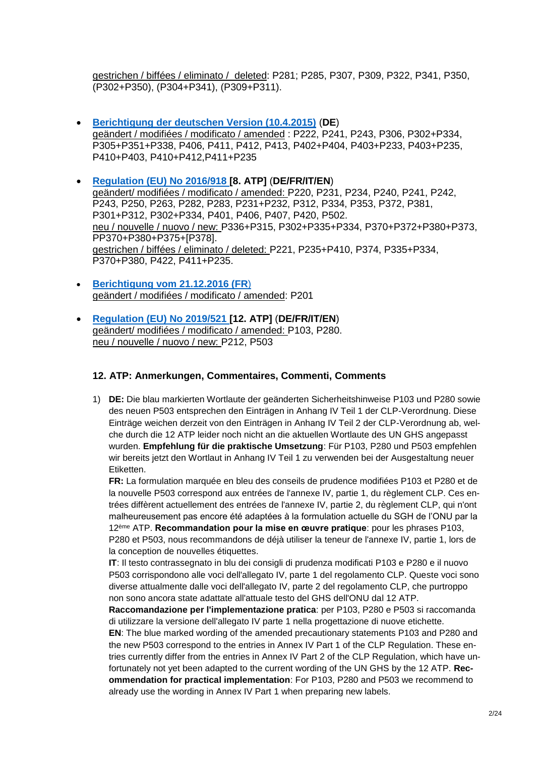gestrichen / biffées / eliminato / deleted: P281; P285, P307, P309, P322, P341, P350, (P302+P350), (P304+P341), (P309+P311).

- **Berichtigung der deutschen Version (10.4.2015)** (**DE**)
  geändert / modifiées / modificato / amended : P222, P241, P243, P306, P302+P334, P305+P351+P338, P406, P411, P412, P413, P402+P404, P403+P233, P403+P235, P410+P403, P410+P412,P411+P235
- **Regulation (EU) No 2016/918 [8. ATP]** (**DE/FR/IT/EN**)
  geändert/ modifiées / modificato / amended: P220, P231, P234, P240, P241, P242, P243, P250, P263, P282, P283, P231+P232, P312, P334, P353, P372, P381, P301+P312, P302+P334, P401, P406, P407, P420, P502.
  neu / nouvelle / nuovo / new: P336+P315, P302+P335+P334, P370+P372+P380+P373, PP370+P380+P375+[P378].
  gestrichen / biffées / eliminato / deleted: P221, P235+P410, P374, P335+P334, P370+P380, P422, P411+P235.
- **Berichtigung vom 21.12.2016 (FR)**
  geändert / modifiées / modificato / amended: P201
- **Regulation (EU) No 2019/521 [12. ATP]** (**DE/FR/IT/EN**)
  geändert/ modifiées / modificato / amended: P103, P280.
  neu / nouvelle / nuovo / new: P212, P503

### 12. ATP: Anmerkungen, Commentaires, Commenti, Comments

1) **DE:** Die blau markierten Wortlaute der geänderten Sicherheitshinweise P103 und P280 sowie des neuen P503 entsprechen den Einträgen in Anhang IV Teil 1 der CLP-Verordnung. Diese Einträge weichen derzeit von den Einträgen in Anhang IV Teil 2 der CLP-Verordnung ab, welche durch die 12 ATP leider noch nicht an die aktuellen Wortlaute des UN GHS angepasst wurden. **Empfehlung für die praktische Umsetzung**: Für P103, P280 und P503 empfehlen wir bereits jetzt den Wortlaut in Anhang IV Teil 1 zu verwenden bei der Ausgestaltung neuer Etiketten.
   **FR:** La formulation marquée en bleu des conseils de prudence modifiées P103 et P280 et de la nouvelle P503 correspond aux entrées de l'annexe IV, partie 1, du règlement CLP. Ces entrées diffèrent actuellement des entrées de l'annexe IV, partie 2, du règlement CLP, qui n'ont malheureusement pas encore été adaptées à la formulation actuelle du SGH de l'ONU par la 12ème ATP. **Recommandation pour la mise en œuvre pratique**: pour les phrases P103, P280 et P503, nous recommandons de déjà utiliser la teneur de l'annexe IV, partie 1, lors de la conception de nouvelles étiquettes.
   **IT**: Il testo contrassegnato in blu dei consigli di prudenza modificati P103 e P280 e il nuovo P503 corrispondono alle voci dell'allegato IV, parte 1 del regolamento CLP. Queste voci sono diverse attualmente dalle voci dell'allegato IV, parte 2 del regolamento CLP, che purtroppo non sono ancora state adattate all'attuale testo del GHS dell'ONU dal 12 ATP.
   **Raccomandazione per l'implementazione pratica**: per P103, P280 e P503 si raccomanda di utilizzare la versione dell'allegato IV parte 1 nella progettazione di nuove etichette.
   **EN**: The blue marked wording of the amended precautionary statements P103 and P280 and the new P503 correspond to the entries in Annex IV Part 1 of the CLP Regulation. These entries currently differ from the entries in Annex IV Part 2 of the CLP Regulation, which have unfortunately not yet been adapted to the current wording of the UN GHS by the 12 ATP. **Recommendation for practical implementation**: For P103, P280 and P503 we recommend to already use the wording in Annex IV Part 1 when preparing new labels.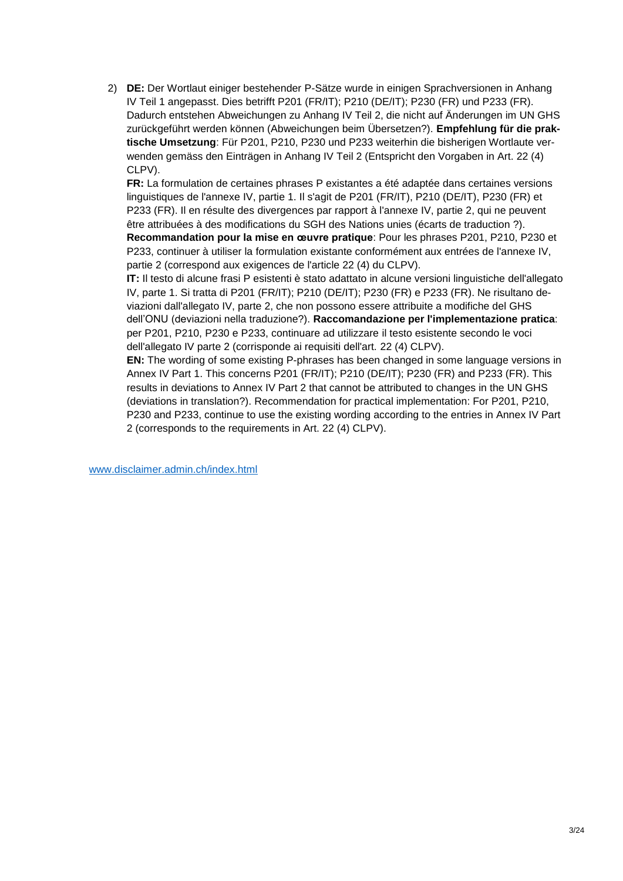2) **DE:** Der Wortlaut einiger bestehender P-Sätze wurde in einigen Sprachversionen in Anhang IV Teil 1 angepasst. Dies betrifft P201 (FR/IT); P210 (DE/IT); P230 (FR) und P233 (FR). Dadurch entstehen Abweichungen zu Anhang IV Teil 2, die nicht auf Änderungen im UN GHS zurückgeführt werden können (Abweichungen beim Übersetzen?). **Empfehlung für die praktische Umsetzung**: Für P201, P210, P230 und P233 weiterhin die bisherigen Wortlaute verwenden gemäss den Einträgen in Anhang IV Teil 2 (Entspricht den Vorgaben in Art. 22 (4) CLPV).

   **FR:** La formulation de certaines phrases P existantes a été adaptée dans certaines versions linguistiques de l'annexe IV, partie 1. Il s'agit de P201 (FR/IT), P210 (DE/IT), P230 (FR) et P233 (FR). Il en résulte des divergences par rapport à l'annexe IV, partie 2, qui ne peuvent être attribuées à des modifications du SGH des Nations unies (écarts de traduction ?). **Recommandation pour la mise en œuvre pratique**: Pour les phrases P201, P210, P230 et P233, continuer à utiliser la formulation existante conformément aux entrées de l'annexe IV, partie 2 (correspond aux exigences de l'article 22 (4) du CLPV).

   **IT:** Il testo di alcune frasi P esistenti è stato adattato in alcune versioni linguistiche dell'allegato IV, parte 1. Si tratta di P201 (FR/IT); P210 (DE/IT); P230 (FR) e P233 (FR). Ne risultano deviazioni dall'allegato IV, parte 2, che non possono essere attribuite a modifiche del GHS dell'ONU (deviazioni nella traduzione?). **Raccomandazione per l'implementazione pratica**: per P201, P210, P230 e P233, continuare ad utilizzare il testo esistente secondo le voci dell'allegato IV parte 2 (corrisponde ai requisiti dell'art. 22 (4) CLPV).

   **EN:** The wording of some existing P-phrases has been changed in some language versions in Annex IV Part 1. This concerns P201 (FR/IT); P210 (DE/IT); P230 (FR) and P233 (FR). This results in deviations to Annex IV Part 2 that cannot be attributed to changes in the UN GHS (deviations in translation?). Recommendation for practical implementation: For P201, P210, P230 and P233, continue to use the existing wording according to the entries in Annex IV Part 2 (corresponds to the requirements in Art. 22 (4) CLPV).

[www.disclaimer.admin.ch/index.html](http://www.disclaimer.admin.ch/index.html)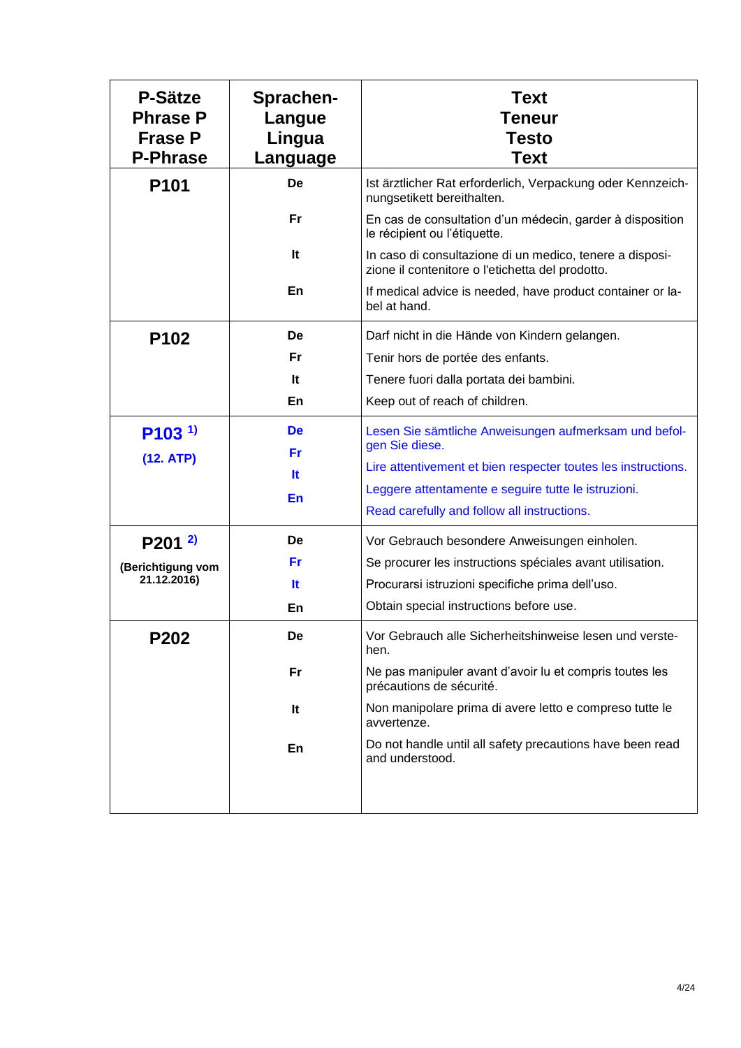| P-Sätze<br>Phrase P<br>Frase P<br>P-Phrase | Sprachen-<br>Langue<br>Lingua<br>Language | Text<br>Teneur<br>Testo<br>Text |
|---|---|---|
| **P101** | **De** | Ist ärztlicher Rat erforderlich, Verpackung oder Kennzeichnungsetikett bereithalten. |
| | **Fr** | En cas de consultation d'un médecin, garder à disposition le récipient ou l'étiquette. |
| | **It** | In caso di consultazione di un medico, tenere a disposizione il contenitore o l'etichetta del prodotto. |
| | **En** | If medical advice is needed, have product container or label at hand. |
| **P102** | **De** | Darf nicht in die Hände von Kindern gelangen. |
| | **Fr** | Tenir hors de portée des enfants. |
| | **It** | Tenere fuori dalla portata dei bambini. |
| | **En** | Keep out of reach of children. |
| **P103** [1]<br>**(12. ATP)** | **De** | Lesen Sie sämtliche Anweisungen aufmerksam und befolgen Sie diese. |
| | **Fr** | Lire attentivement et bien respecter toutes les instructions. |
| | **It** | Leggere attentamente e seguire tutte le istruzioni. |
| | **En** | Read carefully and follow all instructions. |
| **P201** [2]<br>**(Berichtigung vom 21.12.2016)** | **De** | Vor Gebrauch besondere Anweisungen einholen. |
| | **Fr** | Se procurer les instructions spéciales avant utilisation. |
| | **It** | Procurarsi istruzioni specifiche prima dell'uso. |
| | **En** | Obtain special instructions before use. |
| **P202** | **De** | Vor Gebrauch alle Sicherheitshinweise lesen und verstehen. |
| | **Fr** | Ne pas manipuler avant d'avoir lu et compris toutes les précautions de sécurité. |
| | **It** | Non manipolare prima di avere letto e compreso tutte le avvertenze. |
| | **En** | Do not handle until all safety precautions have been read and understood. |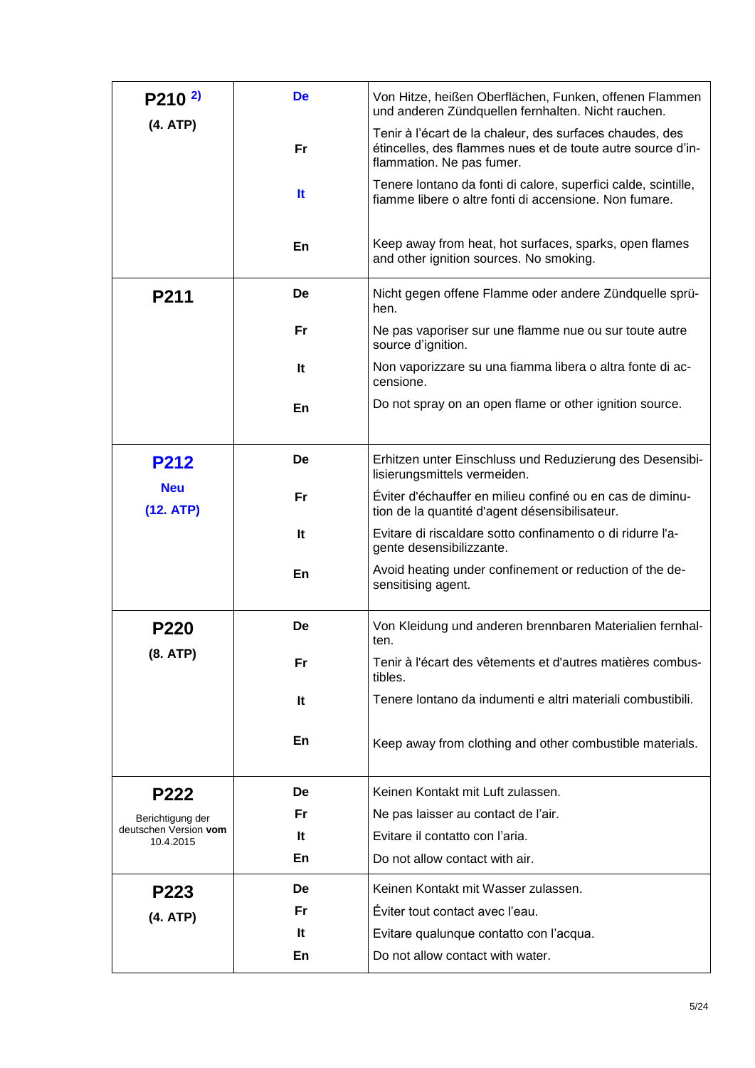| | | |
|---|---|---|
| **P210** [2)] **(4. ATP)** | **De** | Von Hitze, heißen Oberflächen, Funken, offenen Flammen und anderen Zündquellen fernhalten. Nicht rauchen. |
| | **Fr** | Tenir à l'écart de la chaleur, des surfaces chaudes, des étincelles, des flammes nues et de toute autre source d'inflammation. Ne pas fumer. |
| | **It** | Tenere lontano da fonti di calore, superfici calde, scintille, fiamme libere o altre fonti di accensione. Non fumare. |
| | **En** | Keep away from heat, hot surfaces, sparks, open flames and other ignition sources. No smoking. |
| **P211** | **De** | Nicht gegen offene Flamme oder andere Zündquelle sprühen. |
| | **Fr** | Ne pas vaporiser sur une flamme nue ou sur toute autre source d'ignition. |
| | **It** | Non vaporizzare su una fiamma libera o altra fonte di accensione. |
| | **En** | Do not spray on an open flame or other ignition source. |
| **P212** **Neu** **(12. ATP)** | **De** | Erhitzen unter Einschluss und Reduzierung des Desensibilisierungsmittels vermeiden. |
| | **Fr** | Éviter d'échauffer en milieu confiné ou en cas de diminution de la quantité d'agent désensibilisateur. |
| | **It** | Evitare di riscaldare sotto confinamento o di ridurre l'agente desensibilizzante. |
| | **En** | Avoid heating under confinement or reduction of the desensitising agent. |
| **P220** **(8. ATP)** | **De** | Von Kleidung und anderen brennbaren Materialien fernhalten. |
| | **Fr** | Tenir à l'écart des vêtements et d'autres matières combustibles. |
| | **It** | Tenere lontano da indumenti e altri materiali combustibili. |
| | **En** | Keep away from clothing and other combustible materials. |
| **P222** Berichtigung der deutschen Version **vom** 10.4.2015 | **De** | Keinen Kontakt mit Luft zulassen. |
| | **Fr** | Ne pas laisser au contact de l'air. |
| | **It** | Evitare il contatto con l'aria. |
| | **En** | Do not allow contact with air. |
| **P223** **(4. ATP)** | **De** | Keinen Kontakt mit Wasser zulassen. |
| | **Fr** | Éviter tout contact avec l'eau. |
| | **It** | Evitare qualunque contatto con l'acqua. |
| | **En** | Do not allow contact with water. |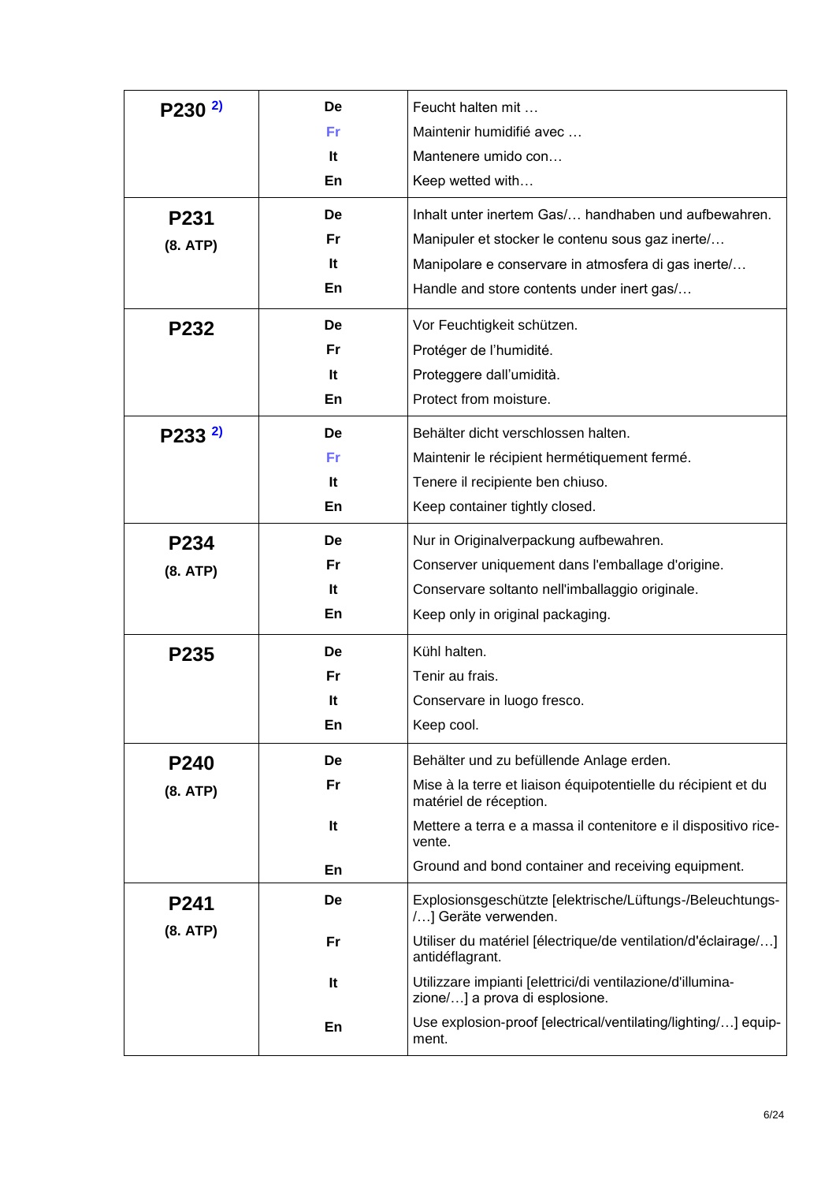| | | |
|---|---|---|
| **P230** [2) ] | **De** | Feucht halten mit … |
| | **Fr** | Maintenir humidifié avec … |
| | **It** | Mantenere umido con… |
| | **En** | Keep wetted with… |
| **P231** (8. ATP) | **De** | Inhalt unter inertem Gas/… handhaben und aufbewahren. |
| | **Fr** | Manipuler et stocker le contenu sous gaz inerte/… |
| | **It** | Manipolare e conservare in atmosfera di gas inerte/… |
| | **En** | Handle and store contents under inert gas/… |
| **P232** | **De** | Vor Feuchtigkeit schützen. |
| | **Fr** | Protéger de l'humidité. |
| | **It** | Proteggere dall'umidità. |
| | **En** | Protect from moisture. |
| **P233** [2) ] | **De** | Behälter dicht verschlossen halten. |
| | **Fr** | Maintenir le récipient hermétiquement fermé. |
| | **It** | Tenere il recipiente ben chiuso. |
| | **En** | Keep container tightly closed. |
| **P234** (8. ATP) | **De** | Nur in Originalverpackung aufbewahren. |
| | **Fr** | Conserver uniquement dans l'emballage d'origine. |
| | **It** | Conservare soltanto nell'imballaggio originale. |
| | **En** | Keep only in original packaging. |
| **P235** | **De** | Kühl halten. |
| | **Fr** | Tenir au frais. |
| | **It** | Conservare in luogo fresco. |
| | **En** | Keep cool. |
| **P240** (8. ATP) | **De** | Behälter und zu befüllende Anlage erden. |
| | **Fr** | Mise à la terre et liaison équipotentielle du récipient et du matériel de réception. |
| | **It** | Mettere a terra e a massa il contenitore e il dispositivo ricevente. |
| | **En** | Ground and bond container and receiving equipment. |
| **P241** (8. ATP) | **De** | Explosionsgeschützte [elektrische/Lüftungs-/Beleuchtungs-/…] Geräte verwenden. |
| | **Fr** | Utiliser du matériel [électrique/de ventilation/d'éclairage/…] antidéflagrant. |
| | **It** | Utilizzare impianti [elettrici/di ventilazione/d'illuminazione/…] a prova di esplosione. |
| | **En** | Use explosion-proof [electrical/ventilating/lighting/…] equipment. |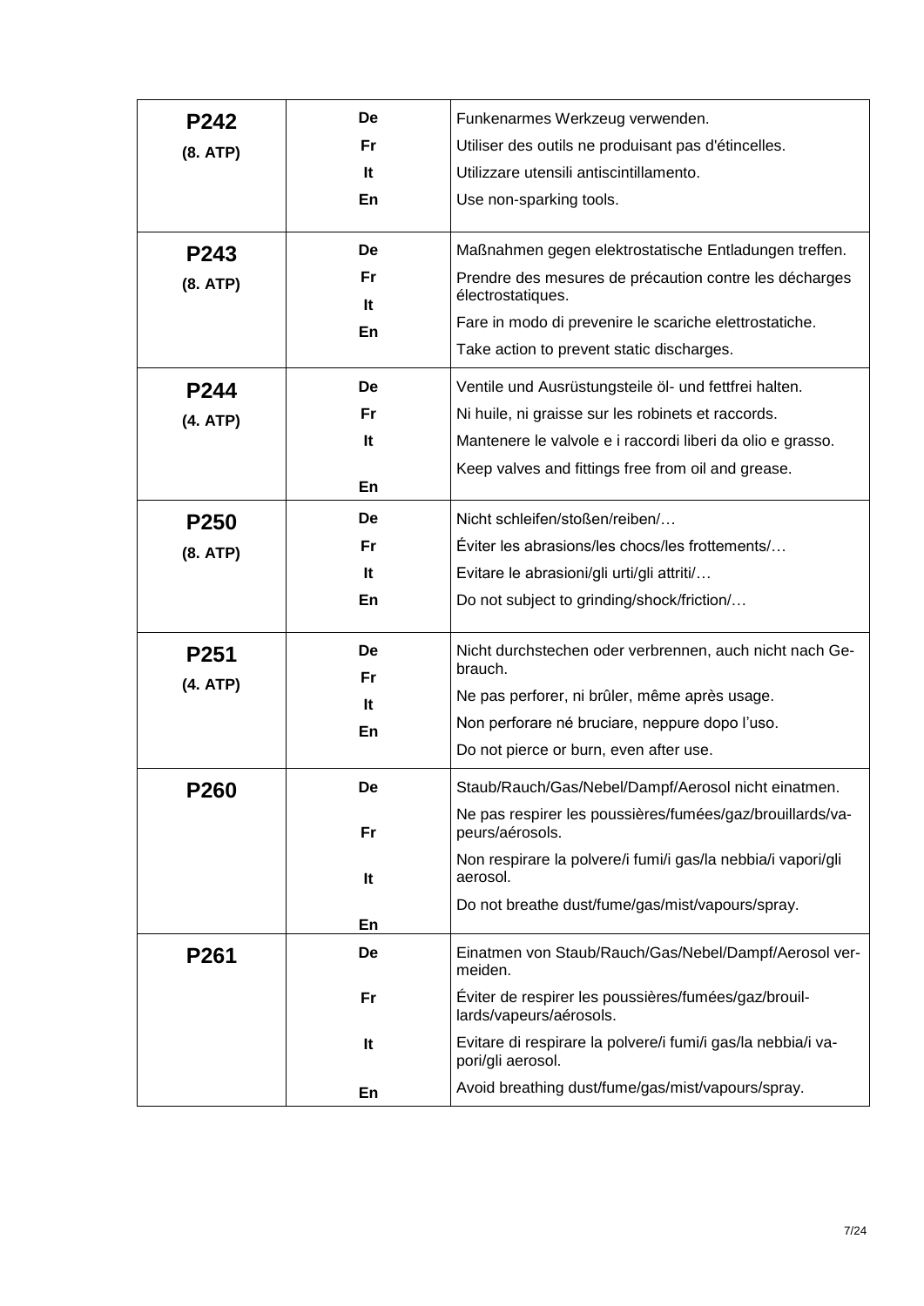| | | |
|---|---|---|
| **P242** (8. ATP) | **De**<br>**Fr**<br>**It**<br>**En** | Funkenarmes Werkzeug verwenden.<br>Utiliser des outils ne produisant pas d'étincelles.<br>Utilizzare utensili antiscintillamento.<br>Use non-sparking tools. |
| **P243** (8. ATP) | **De**<br>**Fr**<br>**It**<br>**En** | Maßnahmen gegen elektrostatische Entladungen treffen.<br>Prendre des mesures de précaution contre les décharges électrostatiques.<br>Fare in modo di prevenire le scariche elettrostatiche.<br>Take action to prevent static discharges. |
| **P244** (4. ATP) | **De**<br>**Fr**<br>**It**<br>**En** | Ventile und Ausrüstungsteile öl- und fettfrei halten.<br>Ni huile, ni graisse sur les robinets et raccords.<br>Mantenere le valvole e i raccordi liberi da olio e grasso.<br>Keep valves and fittings free from oil and grease. |
| **P250** (8. ATP) | **De**<br>**Fr**<br>**It**<br>**En** | Nicht schleifen/stoßen/reiben/…<br>Éviter les abrasions/les chocs/les frottements/…<br>Evitare le abrasioni/gli urti/gli attriti/…<br>Do not subject to grinding/shock/friction/… |
| **P251** (4. ATP) | **De**<br>**Fr**<br>**It**<br>**En** | Nicht durchstechen oder verbrennen, auch nicht nach Gebrauch.<br>Ne pas perforer, ni brûler, même après usage.<br>Non perforare né bruciare, neppure dopo l'uso.<br>Do not pierce or burn, even after use. |
| **P260** | **De**<br>**Fr**<br>**It**<br>**En** | Staub/Rauch/Gas/Nebel/Dampf/Aerosol nicht einatmen.<br>Ne pas respirer les poussières/fumées/gaz/brouillards/vapeurs/aérosols.<br>Non respirare la polvere/i fumi/i gas/la nebbia/i vapori/gli aerosol.<br>Do not breathe dust/fume/gas/mist/vapours/spray. |
| **P261** | **De**<br>**Fr**<br>**It**<br>**En** | Einatmen von Staub/Rauch/Gas/Nebel/Dampf/Aerosol vermeiden.<br>Éviter de respirer les poussières/fumées/gaz/brouillards/vapeurs/aérosols.<br>Evitare di respirare la polvere/i fumi/i gas/la nebbia/i vapori/gli aerosol.<br>Avoid breathing dust/fume/gas/mist/vapours/spray. |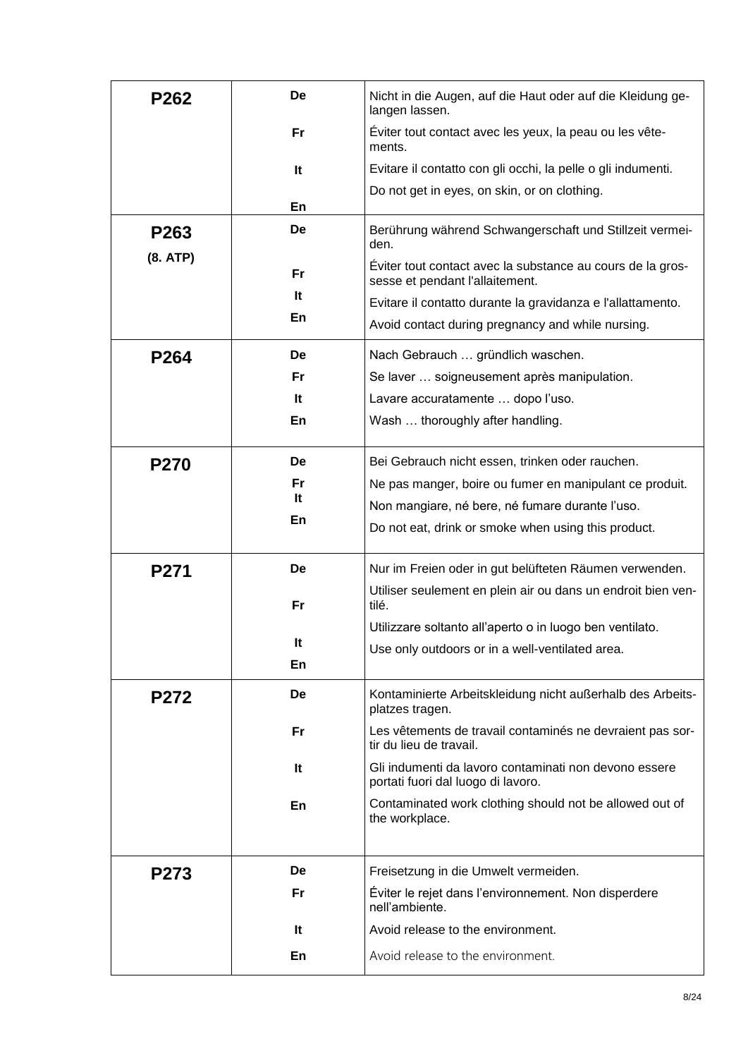| | | |
|---|---|---|
| **P262** | **De** | Nicht in die Augen, auf die Haut oder auf die Kleidung gelangen lassen. |
| | **Fr** | Éviter tout contact avec les yeux, la peau ou les vêtements. |
| | **It** | Evitare il contatto con gli occhi, la pelle o gli indumenti. |
| | **En** | Do not get in eyes, on skin, or on clothing. |
| **P263** **(8. ATP)** | **De** | Berührung während Schwangerschaft und Stillzeit vermeiden. |
| | **Fr** | Éviter tout contact avec la substance au cours de la grossesse et pendant l'allaitement. |
| | **It** | Evitare il contatto durante la gravidanza e l'allattamento. |
| | **En** | Avoid contact during pregnancy and while nursing. |
| **P264** | **De** | Nach Gebrauch … gründlich waschen. |
| | **Fr** | Se laver … soigneusement après manipulation. |
| | **It** | Lavare accuratamente … dopo l'uso. |
| | **En** | Wash … thoroughly after handling. |
| **P270** | **De** | Bei Gebrauch nicht essen, trinken oder rauchen. |
| | **Fr** | Ne pas manger, boire ou fumer en manipulant ce produit. |
| | **It** | Non mangiare, né bere, né fumare durante l'uso. |
| | **En** | Do not eat, drink or smoke when using this product. |
| **P271** | **De** | Nur im Freien oder in gut belüfteten Räumen verwenden. |
| | **Fr** | Utiliser seulement en plein air ou dans un endroit bien ventilé. |
| | **It** | Utilizzare soltanto all'aperto o in luogo ben ventilato. |
| | **En** | Use only outdoors or in a well-ventilated area. |
| **P272** | **De** | Kontaminierte Arbeitskleidung nicht außerhalb des Arbeitsplatzes tragen. |
| | **Fr** | Les vêtements de travail contaminés ne devraient pas sortir du lieu de travail. |
| | **It** | Gli indumenti da lavoro contaminati non devono essere portati fuori dal luogo di lavoro. |
| | **En** | Contaminated work clothing should not be allowed out of the workplace. |
| **P273** | **De** | Freisetzung in die Umwelt vermeiden. |
| | **Fr** | Éviter le rejet dans l'environnement. Non disperdere nell'ambiente. |
| | **It** | Avoid release to the environment. |
| | **En** | Avoid release to the environment. |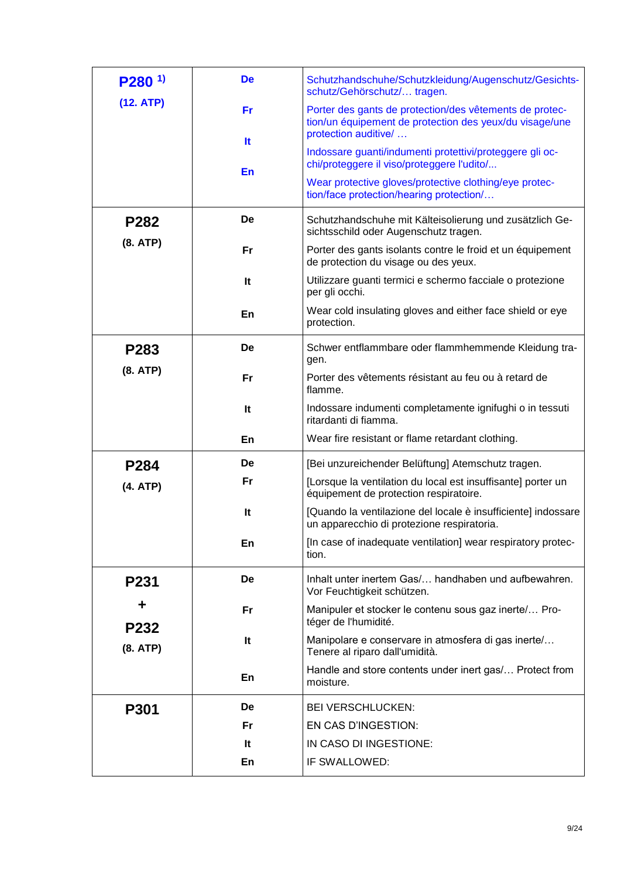| | | |
|---|---|---|
| **P280** [1) ]<br>**(12. ATP)** | **De** | Schutzhandschuhe/Schutzkleidung/Augenschutz/Gesichtsschutz/Gehörschutz/… tragen. |
| | **Fr** | Porter des gants de protection/des vêtements de protection/un équipement de protection des yeux/du visage/une protection auditive/ … |
| | **It** | Indossare guanti/indumenti protettivi/proteggere gli occhi/proteggere il viso/proteggere l'udito/... |
| | **En** | Wear protective gloves/protective clothing/eye protection/face protection/hearing protection/… |
| **P282**<br>**(8. ATP)** | **De** | Schutzhandschuhe mit Kälteisolierung und zusätzlich Gesichtsschild oder Augenschutz tragen. |
| | **Fr** | Porter des gants isolants contre le froid et un équipement de protection du visage ou des yeux. |
| | **It** | Utilizzare guanti termici e schermo facciale o protezione per gli occhi. |
| | **En** | Wear cold insulating gloves and either face shield or eye protection. |
| **P283**<br>**(8. ATP)** | **De** | Schwer entflammbare oder flammhemmende Kleidung tragen. |
| | **Fr** | Porter des vêtements résistant au feu ou à retard de flamme. |
| | **It** | Indossare indumenti completamente ignifughi o in tessuti ritardanti di fiamma. |
| | **En** | Wear fire resistant or flame retardant clothing. |
| **P284**<br>**(4. ATP)** | **De** | [Bei unzureichender Belüftung] Atemschutz tragen. |
| | **Fr** | [Lorsque la ventilation du local est insuffisante] porter un équipement de protection respiratoire. |
| | **It** | [Quando la ventilazione del locale è insufficiente] indossare un apparecchio di protezione respiratoria. |
| | **En** | [In case of inadequate ventilation] wear respiratory protection. |
| **P231**<br>**+**<br>**P232**<br>**(8. ATP)** | **De** | Inhalt unter inertem Gas/… handhaben und aufbewahren. Vor Feuchtigkeit schützen. |
| | **Fr** | Manipuler et stocker le contenu sous gaz inerte/… Protéger de l'humidité. |
| | **It** | Manipolare e conservare in atmosfera di gas inerte/… Tenere al riparo dall'umidità. |
| | **En** | Handle and store contents under inert gas/… Protect from moisture. |
| **P301** | **De** | BEI VERSCHLUCKEN: |
| | **Fr** | EN CAS D'INGESTION: |
| | **It** | IN CASO DI INGESTIONE: |
| | **En** | IF SWALLOWED: |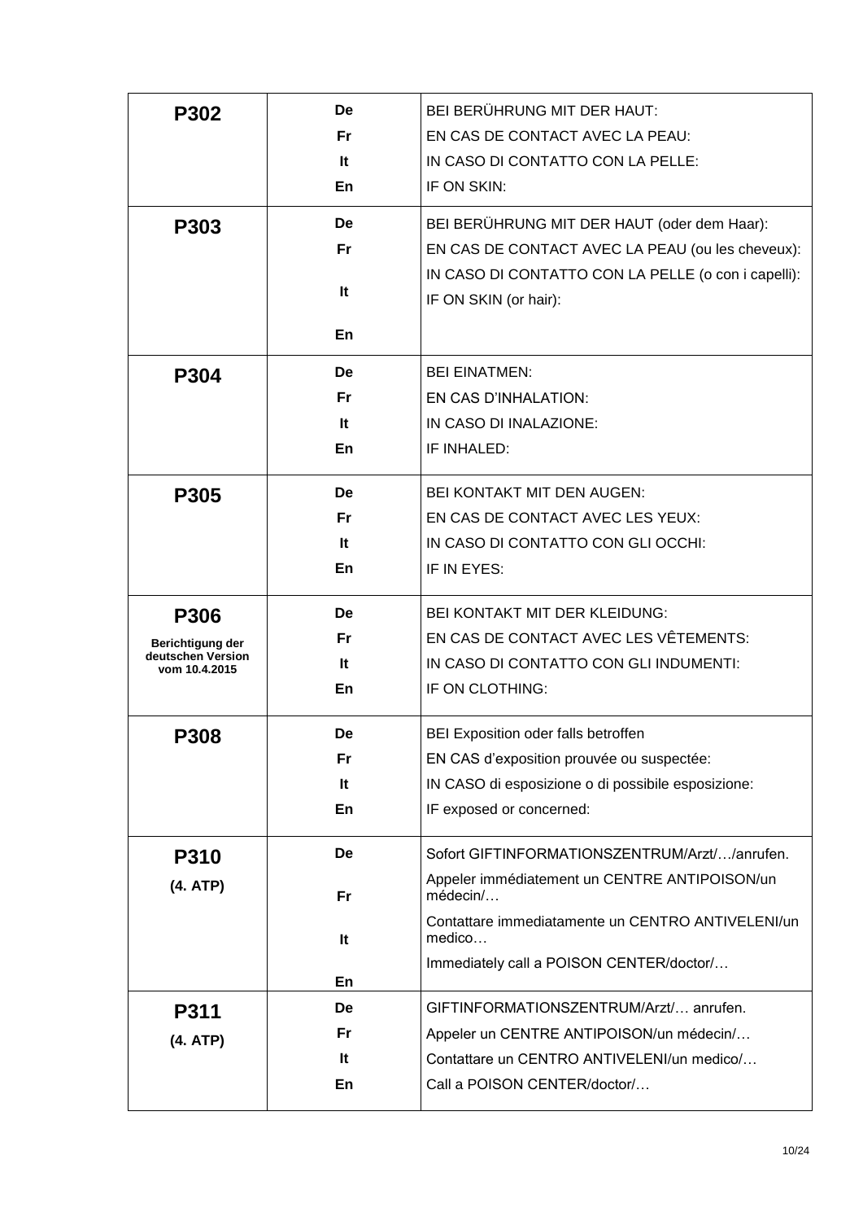| | | |
|---|---|---|
| **P302** | **De** | BEI BERÜHRUNG MIT DER HAUT: |
| | **Fr** | EN CAS DE CONTACT AVEC LA PEAU: |
| | **It** | IN CASO DI CONTATTO CON LA PELLE: |
| | **En** | IF ON SKIN: |
| **P303** | **De** | BEI BERÜHRUNG MIT DER HAUT (oder dem Haar): |
| | **Fr** | EN CAS DE CONTACT AVEC LA PEAU (ou les cheveux): |
| | **It** | IN CASO DI CONTATTO CON LA PELLE (o con i capelli): |
| | **En** | IF ON SKIN (or hair): |
| **P304** | **De** | BEI EINATMEN: |
| | **Fr** | EN CAS D'INHALATION: |
| | **It** | IN CASO DI INALAZIONE: |
| | **En** | IF INHALED: |
| **P305** | **De** | BEI KONTAKT MIT DEN AUGEN: |
| | **Fr** | EN CAS DE CONTACT AVEC LES YEUX: |
| | **It** | IN CASO DI CONTATTO CON GLI OCCHI: |
| | **En** | IF IN EYES: |
| **P306** **Berichtigung der deutschen Version vom 10.4.2015** | **De** | BEI KONTAKT MIT DER KLEIDUNG: |
| | **Fr** | EN CAS DE CONTACT AVEC LES VÊTEMENTS: |
| | **It** | IN CASO DI CONTATTO CON GLI INDUMENTI: |
| | **En** | IF ON CLOTHING: |
| **P308** | **De** | BEI Exposition oder falls betroffen |
| | **Fr** | EN CAS d'exposition prouvée ou suspectée: |
| | **It** | IN CASO di esposizione o di possibile esposizione: |
| | **En** | IF exposed or concerned: |
| **P310** **(4. ATP)** | **De** | Sofort GIFTINFORMATIONSZENTRUM/Arzt/…/anrufen. |
| | **Fr** | Appeler immédiatement un CENTRE ANTIPOISON/un médecin/… |
| | **It** | Contattare immediatamente un CENTRO ANTIVELENI/un medico… |
| | **En** | Immediately call a POISON CENTER/doctor/… |
| **P311** **(4. ATP)** | **De** | GIFTINFORMATIONSZENTRUM/Arzt/… anrufen. |
| | **Fr** | Appeler un CENTRE ANTIPOISON/un médecin/… |
| | **It** | Contattare un CENTRO ANTIVELENI/un medico/… |
| | **En** | Call a POISON CENTER/doctor/… |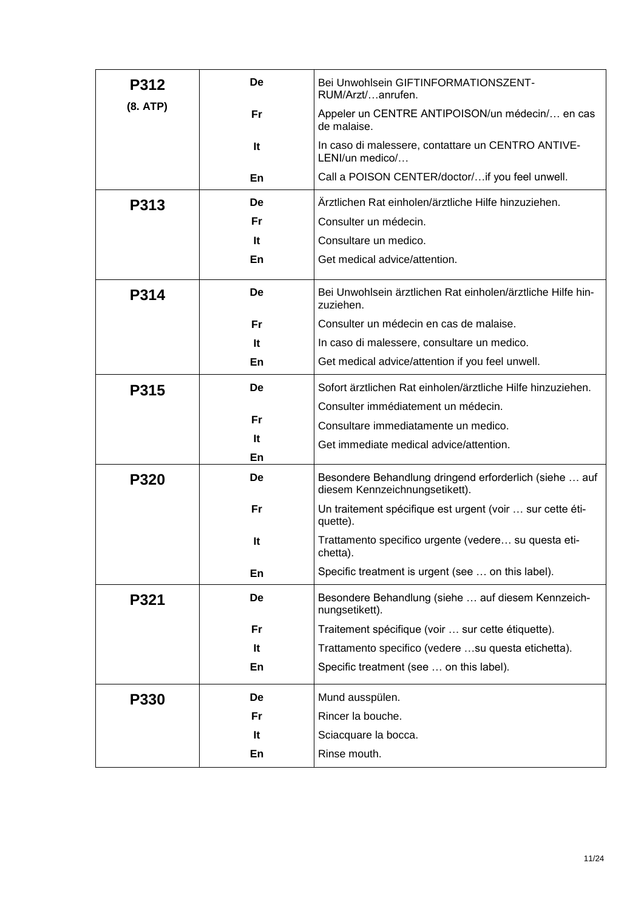| P312 (8. ATP) | De | Bei Unwohlsein GIFTINFORMATIONSZENT-RUM/Arzt/…anrufen. |
|---|---|---|
| | Fr | Appeler un CENTRE ANTIPOISON/un médecin/… en cas de malaise. |
| | It | In caso di malessere, contattare un CENTRO ANTIVE-LENI/un medico/… |
| | En | Call a POISON CENTER/doctor/…if you feel unwell. |
| P313 | De | Ärztlichen Rat einholen/ärztliche Hilfe hinzuziehen. |
| | Fr | Consulter un médecin. |
| | It | Consultare un medico. |
| | En | Get medical advice/attention. |
| P314 | De | Bei Unwohlsein ärztlichen Rat einholen/ärztliche Hilfe hin-zuziehen. |
| | Fr | Consulter un médecin en cas de malaise. |
| | It | In caso di malessere, consultare un medico. |
| | En | Get medical advice/attention if you feel unwell. |
| P315 | De | Sofort ärztlichen Rat einholen/ärztliche Hilfe hinzuziehen. |
| | Fr | Consulter immédiatement un médecin. |
| | It | Consultare immediatamente un medico. |
| | En | Get immediate medical advice/attention. |
| P320 | De | Besondere Behandlung dringend erforderlich (siehe … auf diesem Kennzeichnungsetikett). |
| | Fr | Un traitement spécifique est urgent (voir … sur cette éti-quette). |
| | It | Trattamento specifico urgente (vedere… su questa eti-chetta). |
| | En | Specific treatment is urgent (see … on this label). |
| P321 | De | Besondere Behandlung (siehe … auf diesem Kennzeich-nungsetikett). |
| | Fr | Traitement spécifique (voir … sur cette étiquette). |
| | It | Trattamento specifico (vedere …su questa etichetta). |
| | En | Specific treatment (see … on this label). |
| P330 | De | Mund ausspülen. |
| | Fr | Rincer la bouche. |
| | It | Sciacquare la bocca. |
| | En | Rinse mouth. |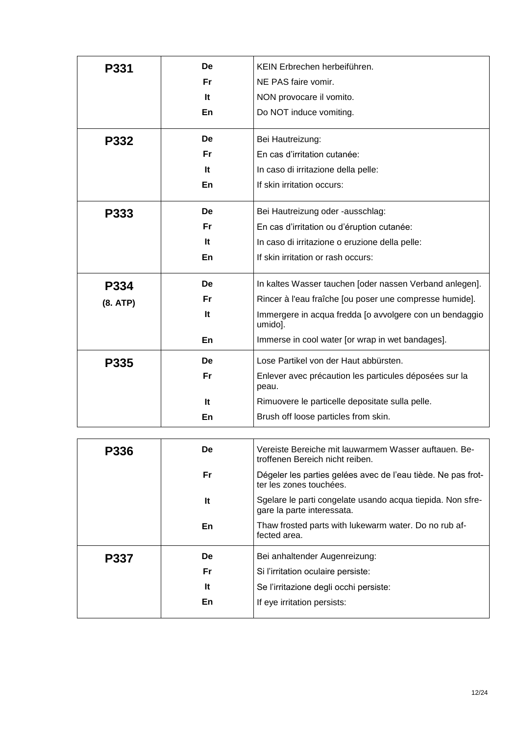| | | |
|---|---|---|
| **P331** | **De** | KEIN Erbrechen herbeiführen. |
| | **Fr** | NE PAS faire vomir. |
| | **It** | NON provocare il vomito. |
| | **En** | Do NOT induce vomiting. |
| **P332** | **De** | Bei Hautreizung: |
| | **Fr** | En cas d'irritation cutanée: |
| | **It** | In caso di irritazione della pelle: |
| | **En** | If skin irritation occurs: |
| **P333** | **De** | Bei Hautreizung oder -ausschlag: |
| | **Fr** | En cas d'irritation ou d'éruption cutanée: |
| | **It** | In caso di irritazione o eruzione della pelle: |
| | **En** | If skin irritation or rash occurs: |
| **P334** | **De** | In kaltes Wasser tauchen [oder nassen Verband anlegen]. |
| **(8. ATP)** | **Fr** | Rincer à l'eau fraîche [ou poser une compresse humide]. |
| | **It** | Immergere in acqua fredda [o avvolgere con un bendaggio umido]. |
| | **En** | Immerse in cool water [or wrap in wet bandages]. |
| **P335** | **De** | Lose Partikel von der Haut abbürsten. |
| | **Fr** | Enlever avec précaution les particules déposées sur la peau. |
| | **It** | Rimuovere le particelle depositate sulla pelle. |
| | **En** | Brush off loose particles from skin. |
| **P336** | **De** | Vereiste Bereiche mit lauwarmem Wasser auftauen. Betroffenen Bereich nicht reiben. |
| | **Fr** | Dégeler les parties gelées avec de l'eau tiède. Ne pas frotter les zones touchées. |
| | **It** | Sgelare le parti congelate usando acqua tiepida. Non sfregare la parte interessata. |
| | **En** | Thaw frosted parts with lukewarm water. Do no rub affected area. |
| **P337** | **De** | Bei anhaltender Augenreizung: |
| | **Fr** | Si l'irritation oculaire persiste: |
| | **It** | Se l'irritazione degli occhi persiste: |
| | **En** | If eye irritation persists: |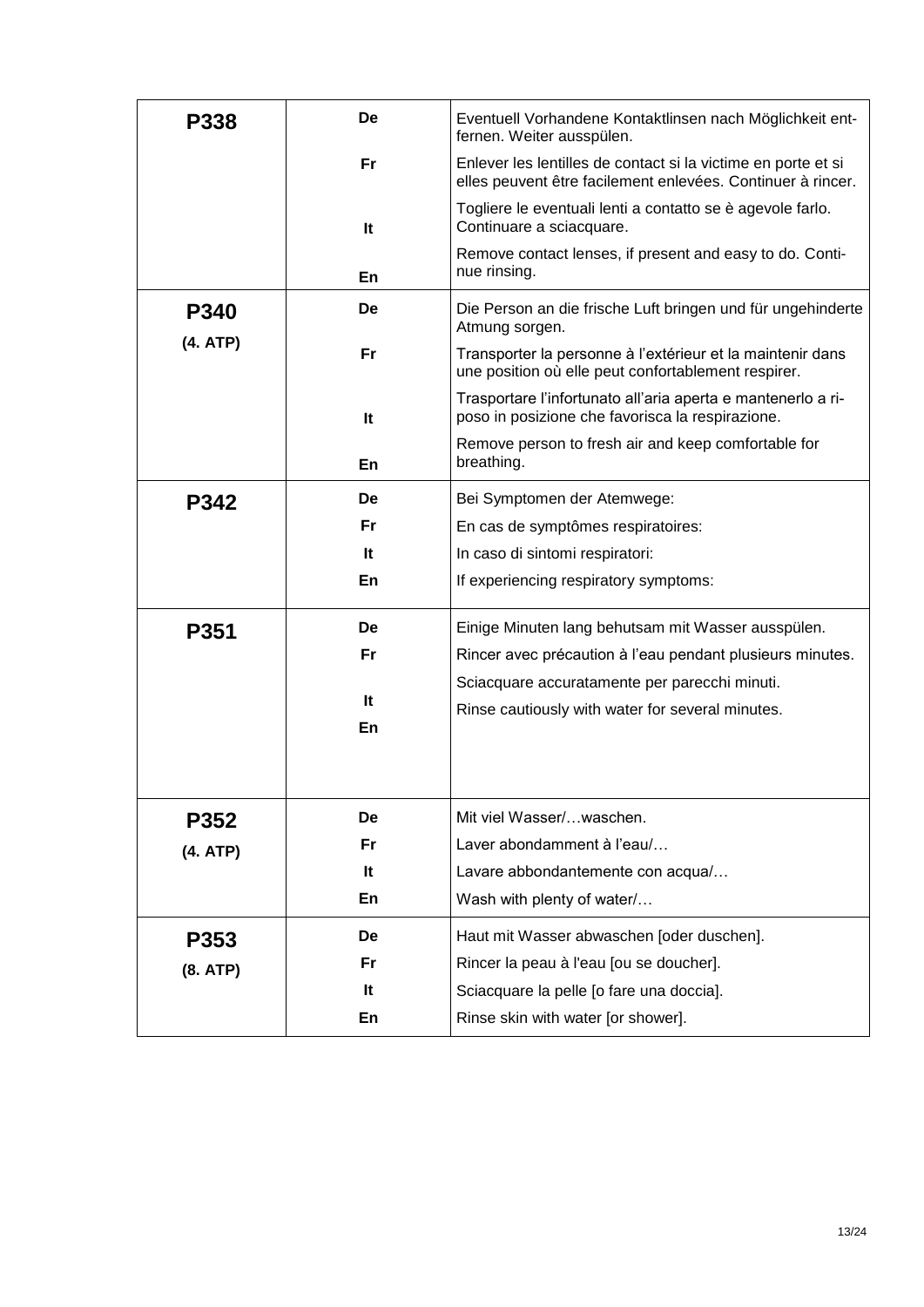| | | |
|---|---|---|
| **P338** | **De** | Eventuell Vorhandene Kontaktlinsen nach Möglichkeit entfernen. Weiter ausspülen. |
| | **Fr** | Enlever les lentilles de contact si la victime en porte et si elles peuvent être facilement enlevées. Continuer à rincer. |
| | **It** | Togliere le eventuali lenti a contatto se è agevole farlo. Continuare a sciacquare. |
| | **En** | Remove contact lenses, if present and easy to do. Continue rinsing. |
| **P340** **(4. ATP)** | **De** | Die Person an die frische Luft bringen und für ungehinderte Atmung sorgen. |
| | **Fr** | Transporter la personne à l'extérieur et la maintenir dans une position où elle peut confortablement respirer. |
| | **It** | Trasportare l'infortunato all'aria aperta e mantenerlo a riposo in posizione che favorisca la respirazione. |
| | **En** | Remove person to fresh air and keep comfortable for breathing. |
| **P342** | **De** | Bei Symptomen der Atemwege: |
| | **Fr** | En cas de symptômes respiratoires: |
| | **It** | In caso di sintomi respiratori: |
| | **En** | If experiencing respiratory symptoms: |
| **P351** | **De** | Einige Minuten lang behutsam mit Wasser ausspülen. |
| | **Fr** | Rincer avec précaution à l'eau pendant plusieurs minutes. |
| | **It** | Sciacquare accuratamente per parecchi minuti. |
| | **En** | Rinse cautiously with water for several minutes. |
| **P352** **(4. ATP)** | **De** | Mit viel Wasser/…waschen. |
| | **Fr** | Laver abondamment à l'eau/… |
| | **It** | Lavare abbondantemente con acqua/… |
| | **En** | Wash with plenty of water/… |
| **P353** **(8. ATP)** | **De** | Haut mit Wasser abwaschen [oder duschen]. |
| | **Fr** | Rincer la peau à l'eau [ou se doucher]. |
| | **It** | Sciacquare la pelle [o fare una doccia]. |
| | **En** | Rinse skin with water [or shower]. |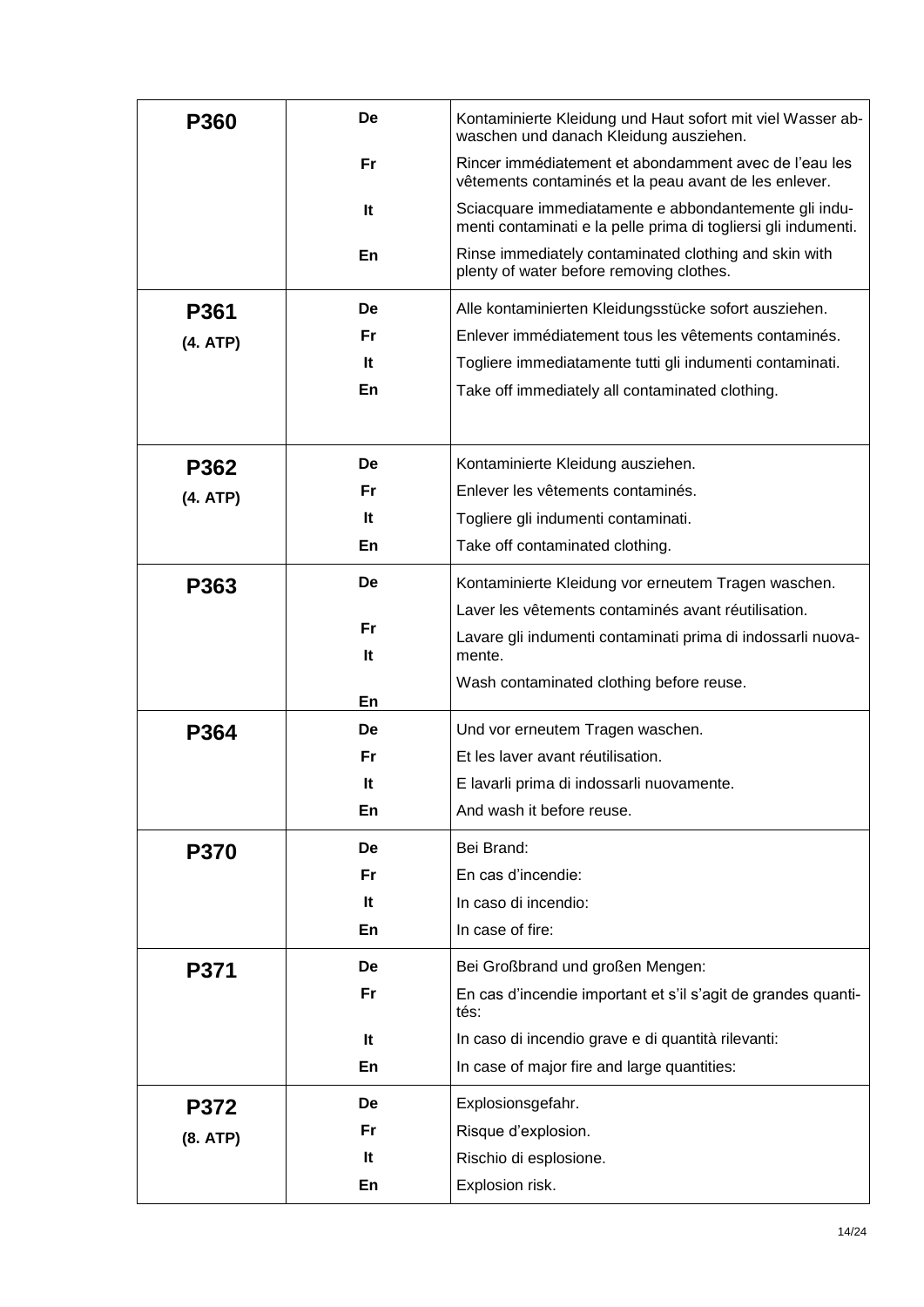| | | |
|---|---|---|
| **P360** | **De** | Kontaminierte Kleidung und Haut sofort mit viel Wasser abwaschen und danach Kleidung ausziehen. |
| | **Fr** | Rincer immédiatement et abondamment avec de l'eau les vêtements contaminés et la peau avant de les enlever. |
| | **It** | Sciacquare immediatamente e abbondantemente gli indumenti contaminati e la pelle prima di togliersi gli indumenti. |
| | **En** | Rinse immediately contaminated clothing and skin with plenty of water before removing clothes. |
| **P361** **(4. ATP)** | **De** | Alle kontaminierten Kleidungsstücke sofort ausziehen. |
| | **Fr** | Enlever immédiatement tous les vêtements contaminés. |
| | **It** | Togliere immediatamente tutti gli indumenti contaminati. |
| | **En** | Take off immediately all contaminated clothing. |
| **P362** **(4. ATP)** | **De** | Kontaminierte Kleidung ausziehen. |
| | **Fr** | Enlever les vêtements contaminés. |
| | **It** | Togliere gli indumenti contaminati. |
| | **En** | Take off contaminated clothing. |
| **P363** | **De** | Kontaminierte Kleidung vor erneutem Tragen waschen. |
| | **Fr** | Laver les vêtements contaminés avant réutilisation. |
| | **It** | Lavare gli indumenti contaminati prima di indossarli nuovamente. |
| | **En** | Wash contaminated clothing before reuse. |
| **P364** | **De** | Und vor erneutem Tragen waschen. |
| | **Fr** | Et les laver avant réutilisation. |
| | **It** | E lavarli prima di indossarli nuovamente. |
| | **En** | And wash it before reuse. |
| **P370** | **De** | Bei Brand: |
| | **Fr** | En cas d'incendie: |
| | **It** | In caso di incendio: |
| | **En** | In case of fire: |
| **P371** | **De** | Bei Großbrand und großen Mengen: |
| | **Fr** | En cas d'incendie important et s'il s'agit de grandes quantités: |
| | **It** | In caso di incendio grave e di quantità rilevanti: |
| | **En** | In case of major fire and large quantities: |
| **P372** **(8. ATP)** | **De** | Explosionsgefahr. |
| | **Fr** | Risque d'explosion. |
| | **It** | Rischio di esplosione. |
| | **En** | Explosion risk. |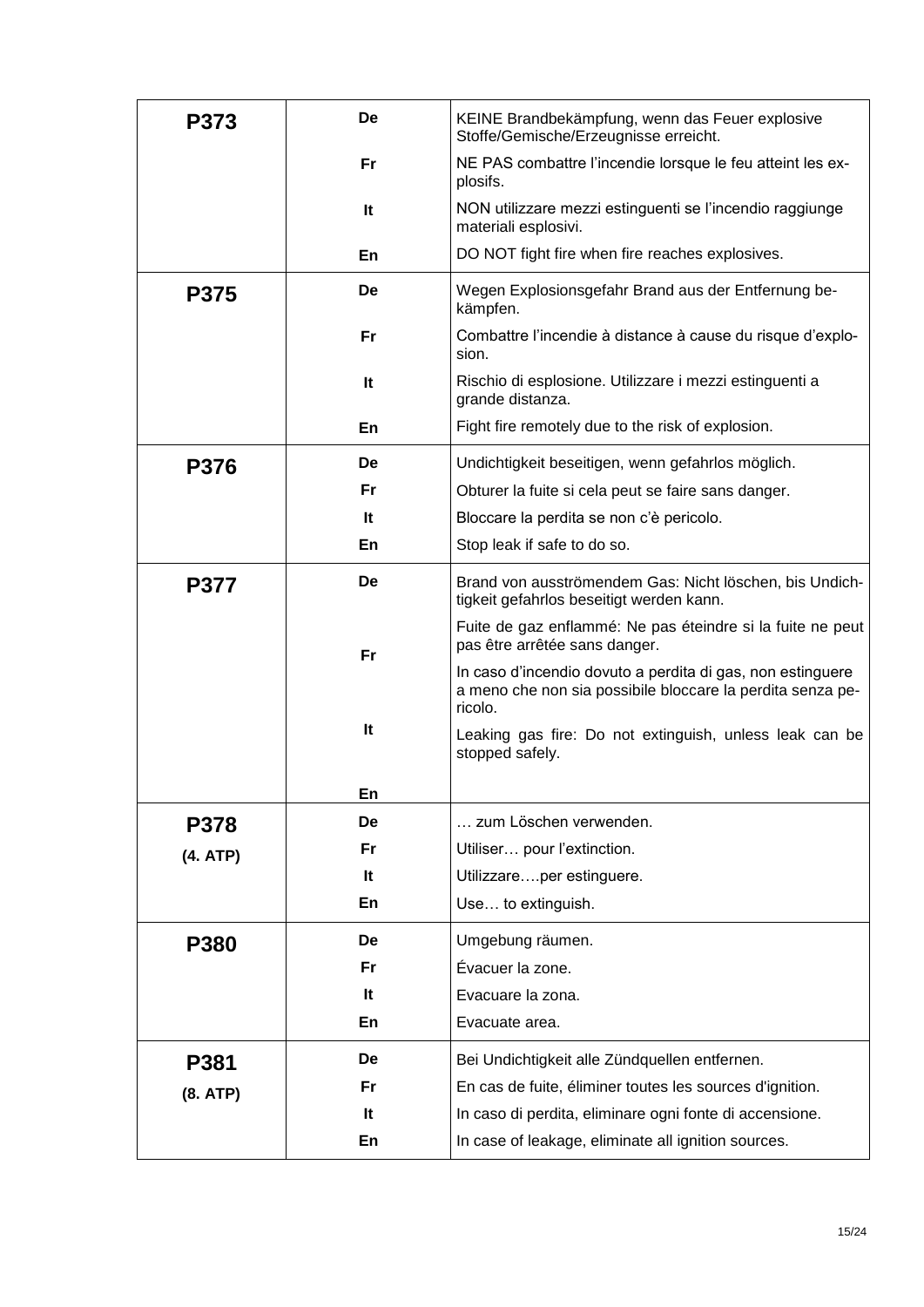| | | |
|---|---|---|
| **P373** | **De** | KEINE Brandbekämpfung, wenn das Feuer explosive Stoffe/Gemische/Erzeugnisse erreicht. |
| | **Fr** | NE PAS combattre l'incendie lorsque le feu atteint les explosifs. |
| | **It** | NON utilizzare mezzi estinguenti se l'incendio raggiunge materiali esplosivi. |
| | **En** | DO NOT fight fire when fire reaches explosives. |
| **P375** | **De** | Wegen Explosionsgefahr Brand aus der Entfernung bekämpfen. |
| | **Fr** | Combattre l'incendie à distance à cause du risque d'explosion. |
| | **It** | Rischio di esplosione. Utilizzare i mezzi estinguenti a grande distanza. |
| | **En** | Fight fire remotely due to the risk of explosion. |
| **P376** | **De** | Undichtigkeit beseitigen, wenn gefahrlos möglich. |
| | **Fr** | Obturer la fuite si cela peut se faire sans danger. |
| | **It** | Bloccare la perdita se non c'è pericolo. |
| | **En** | Stop leak if safe to do so. |
| **P377** | **De** | Brand von ausströmendem Gas: Nicht löschen, bis Undichtigkeit gefahrlos beseitigt werden kann. |
| | **Fr** | Fuite de gaz enflammé: Ne pas éteindre si la fuite ne peut pas être arrêtée sans danger. |
| | **It** | In caso d'incendio dovuto a perdita di gas, non estinguere a meno che non sia possibile bloccare la perdita senza pericolo. |
| | **En** | Leaking gas fire: Do not extinguish, unless leak can be stopped safely. |
| **P378** **(4. ATP)** | **De** | … zum Löschen verwenden. |
| | **Fr** | Utiliser… pour l'extinction. |
| | **It** | Utilizzare….per estinguere. |
| | **En** | Use… to extinguish. |
| **P380** | **De** | Umgebung räumen. |
| | **Fr** | Évacuer la zone. |
| | **It** | Evacuare la zona. |
| | **En** | Evacuate area. |
| **P381** **(8. ATP)** | **De** | Bei Undichtigkeit alle Zündquellen entfernen. |
| | **Fr** | En cas de fuite, éliminer toutes les sources d'ignition. |
| | **It** | In caso di perdita, eliminare ogni fonte di accensione. |
| | **En** | In case of leakage, eliminate all ignition sources. |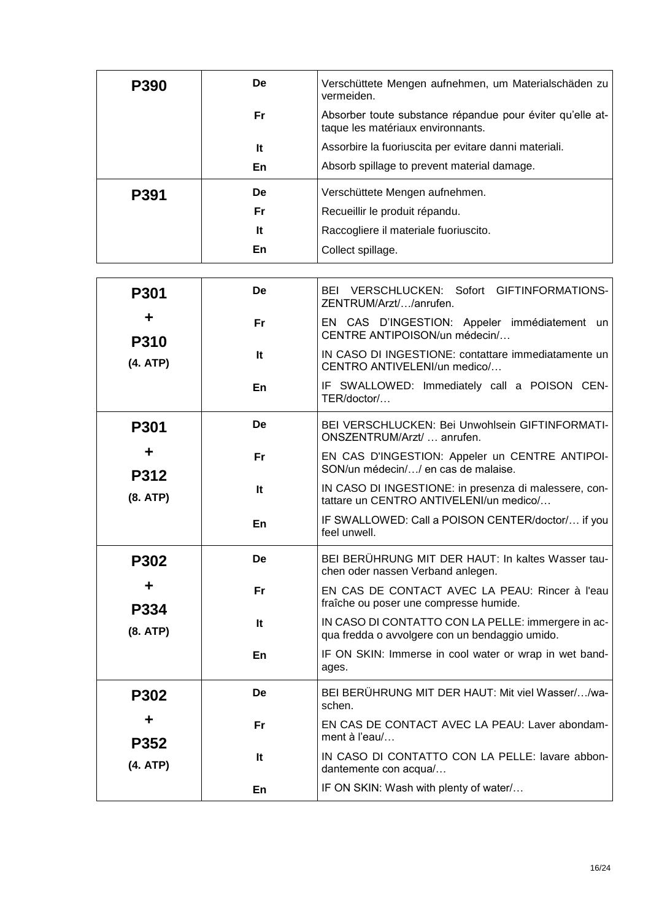| | | |
|---|---|---|
| **P390** | **De** | Verschüttete Mengen aufnehmen, um Materialschäden zu vermeiden. |
| | **Fr** | Absorber toute substance répandue pour éviter qu'elle attaque les matériaux environnants. |
| | **It** | Assorbire la fuoriuscita per evitare danni materiali. |
| | **En** | Absorb spillage to prevent material damage. |
| **P391** | **De** | Verschüttete Mengen aufnehmen. |
| | **Fr** | Recueillir le produit répandu. |
| | **It** | Raccogliere il materiale fuoriuscito. |
| | **En** | Collect spillage. |

| | | |
|---|---|---|
| **P301 + P310 (4. ATP)** | **De** | BEI VERSCHLUCKEN: Sofort GIFTINFORMATIONSZENTRUM/Arzt/…/anrufen. |
| | **Fr** | EN CAS D'INGESTION: Appeler immédiatement un CENTRE ANTIPOISON/un médecin/… |
| | **It** | IN CASO DI INGESTIONE: contattare immediatamente un CENTRO ANTIVELENI/un medico/… |
| | **En** | IF SWALLOWED: Immediately call a POISON CENTER/doctor/… |
| **P301 + P312 (8. ATP)** | **De** | BEI VERSCHLUCKEN: Bei Unwohlsein GIFTINFORMATIONSZENTRUM/Arzt/ … anrufen. |
| | **Fr** | EN CAS D'INGESTION: Appeler un CENTRE ANTIPOISON/un médecin/…/ en cas de malaise. |
| | **It** | IN CASO DI INGESTIONE: in presenza di malessere, contattare un CENTRO ANTIVELENI/un medico/… |
| | **En** | IF SWALLOWED: Call a POISON CENTER/doctor/… if you feel unwell. |
| **P302 + P334 (8. ATP)** | **De** | BEI BERÜHRUNG MIT DER HAUT: In kaltes Wasser tauchen oder nassen Verband anlegen. |
| | **Fr** | EN CAS DE CONTACT AVEC LA PEAU: Rincer à l'eau fraîche ou poser une compresse humide. |
| | **It** | IN CASO DI CONTATTO CON LA PELLE: immergere in acqua fredda o avvolgere con un bendaggio umido. |
| | **En** | IF ON SKIN: Immerse in cool water or wrap in wet bandages. |
| **P302 + P352 (4. ATP)** | **De** | BEI BERÜHRUNG MIT DER HAUT: Mit viel Wasser/…/waschen. |
| | **Fr** | EN CAS DE CONTACT AVEC LA PEAU: Laver abondamment à l'eau/… |
| | **It** | IN CASO DI CONTATTO CON LA PELLE: lavare abbondantemente con acqua/… |
| | **En** | IF ON SKIN: Wash with plenty of water/… |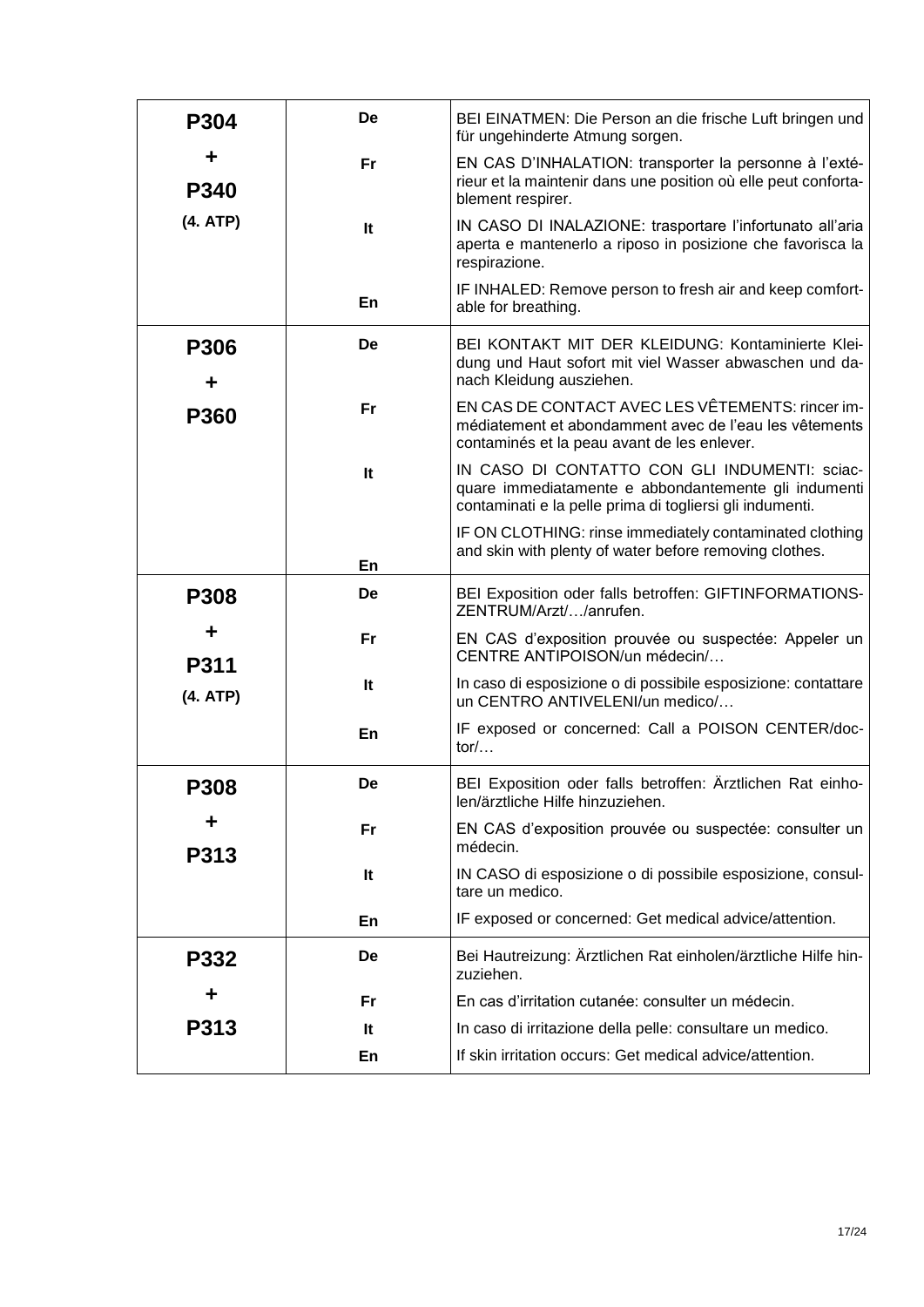| | | |
|---|---|---|
| **P304 + P340 (4. ATP)** | **De** | BEI EINATMEN: Die Person an die frische Luft bringen und für ungehinderte Atmung sorgen. |
| | **Fr** | EN CAS D'INHALATION: transporter la personne à l'extérieur et la maintenir dans une position où elle peut confortablement respirer. |
| | **It** | IN CASO DI INALAZIONE: trasportare l'infortunato all'aria aperta e mantenerlo a riposo in posizione che favorisca la respirazione. |
| | **En** | IF INHALED: Remove person to fresh air and keep comfortable for breathing. |
| **P306 + P360** | **De** | BEI KONTAKT MIT DER KLEIDUNG: Kontaminierte Kleidung und Haut sofort mit viel Wasser abwaschen und danach Kleidung ausziehen. |
| | **Fr** | EN CAS DE CONTACT AVEC LES VÊTEMENTS: rincer immédiatement et abondamment avec de l'eau les vêtements contaminés et la peau avant de les enlever. |
| | **It** | IN CASO DI CONTATTO CON GLI INDUMENTI: sciacquare immediatamente e abbondantemente gli indumenti contaminati e la pelle prima di togliersi gli indumenti. |
| | **En** | IF ON CLOTHING: rinse immediately contaminated clothing and skin with plenty of water before removing clothes. |
| **P308 + P311 (4. ATP)** | **De** | BEI Exposition oder falls betroffen: GIFTINFORMATIONS-ZENTRUM/Arzt/…/anrufen. |
| | **Fr** | EN CAS d'exposition prouvée ou suspectée: Appeler un CENTRE ANTIPOISON/un médecin/… |
| | **It** | In caso di esposizione o di possibile esposizione: contattare un CENTRO ANTIVELENI/un medico/… |
| | **En** | IF exposed or concerned: Call a POISON CENTER/doctor/… |
| **P308 + P313** | **De** | BEI Exposition oder falls betroffen: Ärztlichen Rat einholen/ärztliche Hilfe hinzuziehen. |
| | **Fr** | EN CAS d'exposition prouvée ou suspectée: consulter un médecin. |
| | **It** | IN CASO di esposizione o di possibile esposizione, consultare un medico. |
| | **En** | IF exposed or concerned: Get medical advice/attention. |
| **P332 + P313** | **De** | Bei Hautreizung: Ärztlichen Rat einholen/ärztliche Hilfe hinzuziehen. |
| | **Fr** | En cas d'irritation cutanée: consulter un médecin. |
| | **It** | In caso di irritazione della pelle: consultare un medico. |
| | **En** | If skin irritation occurs: Get medical advice/attention. |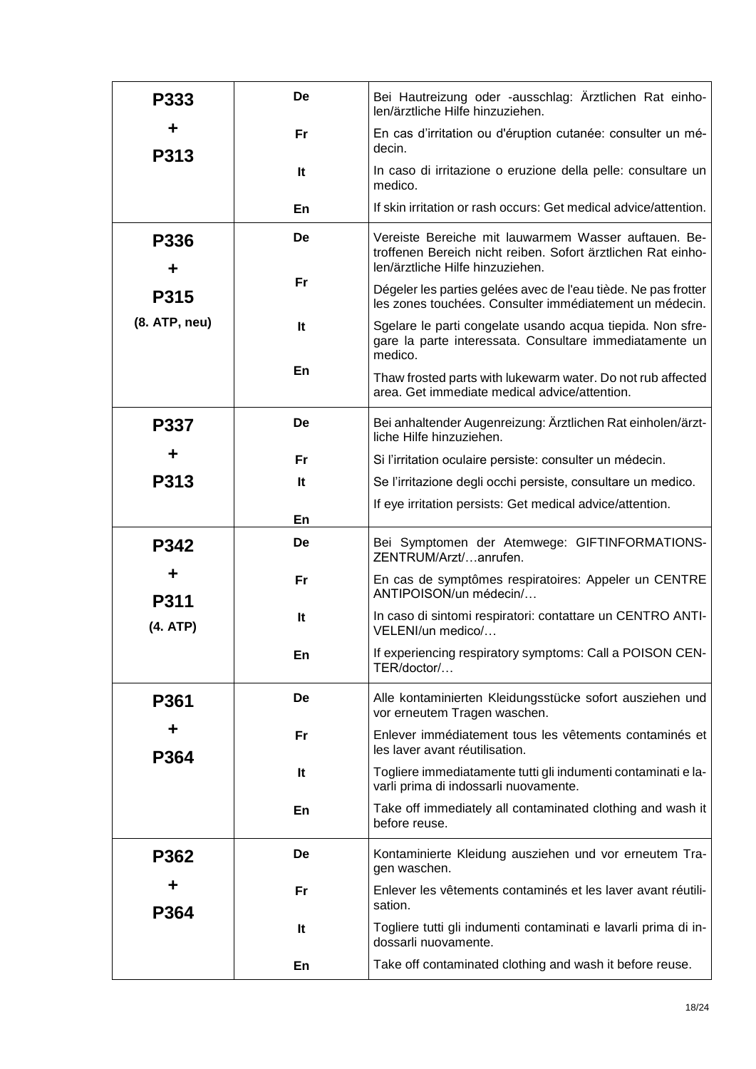| | | |
|---|---|---|
| **P333 + P313** | **De** | Bei Hautreizung oder -ausschlag: Ärztlichen Rat einholen/ärztliche Hilfe hinzuziehen. |
| | **Fr** | En cas d'irritation ou d'éruption cutanée: consulter un médecin. |
| | **It** | In caso di irritazione o eruzione della pelle: consultare un medico. |
| | **En** | If skin irritation or rash occurs: Get medical advice/attention. |
| **P336 + P315 (8. ATP, neu)** | **De** | Vereiste Bereiche mit lauwarmem Wasser auftauen. Betroffenen Bereich nicht reiben. Sofort ärztlichen Rat einholen/ärztliche Hilfe hinzuziehen. |
| | **Fr** | Dégeler les parties gelées avec de l'eau tiède. Ne pas frotter les zones touchées. Consulter immédiatement un médecin. |
| | **It** | Sgelare le parti congelate usando acqua tiepida. Non sfregare la parte interessata. Consultare immediatamente un medico. |
| | **En** | Thaw frosted parts with lukewarm water. Do not rub affected area. Get immediate medical advice/attention. |
| **P337 + P313** | **De** | Bei anhaltender Augenreizung: Ärztlichen Rat einholen/ärztliche Hilfe hinzuziehen. |
| | **Fr** | Si l'irritation oculaire persiste: consulter un médecin. |
| | **It** | Se l'irritazione degli occhi persiste, consultare un medico. |
| | **En** | If eye irritation persists: Get medical advice/attention. |
| **P342 + P311 (4. ATP)** | **De** | Bei Symptomen der Atemwege: GIFTINFORMATIONSZENTRUM/Arzt/…anrufen. |
| | **Fr** | En cas de symptômes respiratoires: Appeler un CENTRE ANTIPOISON/un médecin/… |
| | **It** | In caso di sintomi respiratori: contattare un CENTRO ANTIVELENI/un medico/… |
| | **En** | If experiencing respiratory symptoms: Call a POISON CENTER/doctor/… |
| **P361 + P364** | **De** | Alle kontaminierten Kleidungsstücke sofort ausziehen und vor erneutem Tragen waschen. |
| | **Fr** | Enlever immédiatement tous les vêtements contaminés et les laver avant réutilisation. |
| | **It** | Togliere immediatamente tutti gli indumenti contaminati e lavarli prima di indossarli nuovamente. |
| | **En** | Take off immediately all contaminated clothing and wash it before reuse. |
| **P362 + P364** | **De** | Kontaminierte Kleidung ausziehen und vor erneutem Tragen waschen. |
| | **Fr** | Enlever les vêtements contaminés et les laver avant réutilisation. |
| | **It** | Togliere tutti gli indumenti contaminati e lavarli prima di indossarli nuovamente. |
| | **En** | Take off contaminated clothing and wash it before reuse. |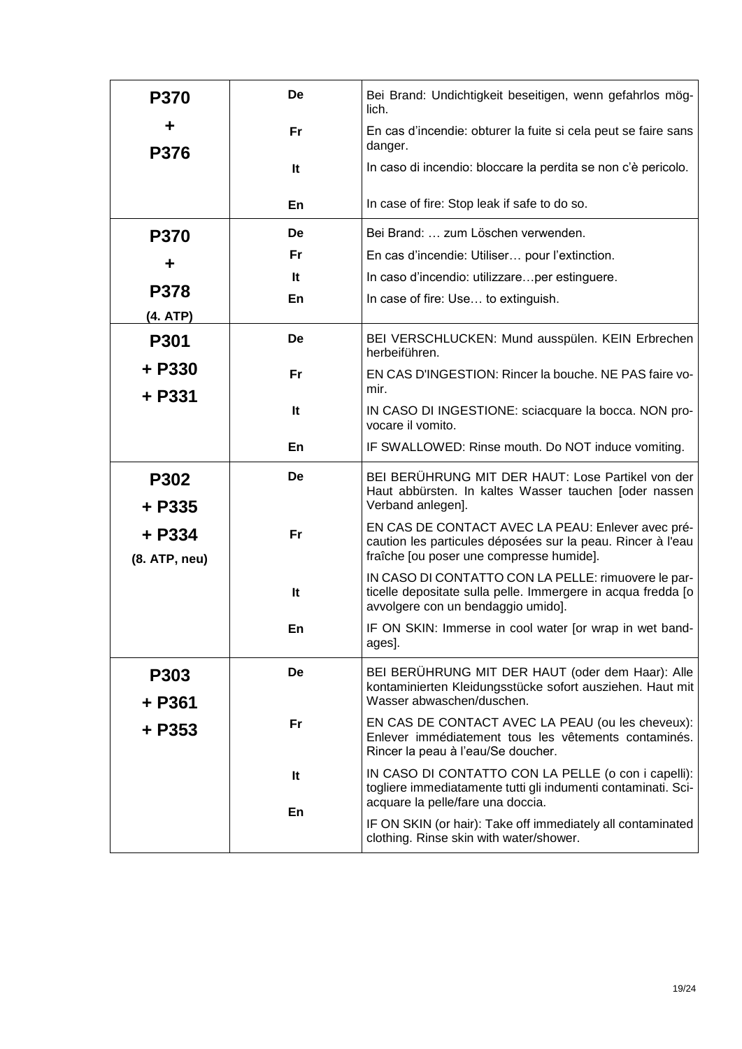| | | |
|---|---|---|
| **P370 + P376** | **De** | Bei Brand: Undichtigkeit beseitigen, wenn gefahrlos möglich. |
| | **Fr** | En cas d'incendie: obturer la fuite si cela peut se faire sans danger. |
| | **It** | In caso di incendio: bloccare la perdita se non c'è pericolo. |
| | **En** | In case of fire: Stop leak if safe to do so. |
| **P370 + P378 (4. ATP)** | **De** | Bei Brand: … zum Löschen verwenden. |
| | **Fr** | En cas d'incendie: Utiliser… pour l'extinction. |
| | **It** | In caso d'incendio: utilizzare…per estinguere. |
| | **En** | In case of fire: Use… to extinguish. |
| **P301 + P330 + P331** | **De** | BEI VERSCHLUCKEN: Mund ausspülen. KEIN Erbrechen herbeiführen. |
| | **Fr** | EN CAS D'INGESTION: Rincer la bouche. NE PAS faire vomir. |
| | **It** | IN CASO DI INGESTIONE: sciacquare la bocca. NON provocare il vomito. |
| | **En** | IF SWALLOWED: Rinse mouth. Do NOT induce vomiting. |
| **P302 + P335 + P334 (8. ATP, neu)** | **De** | BEI BERÜHRUNG MIT DER HAUT: Lose Partikel von der Haut abbürsten. In kaltes Wasser tauchen [oder nassen Verband anlegen]. |
| | **Fr** | EN CAS DE CONTACT AVEC LA PEAU: Enlever avec précaution les particules déposées sur la peau. Rincer à l'eau fraîche [ou poser une compresse humide]. |
| | **It** | IN CASO DI CONTATTO CON LA PELLE: rimuovere le particelle depositate sulla pelle. Immergere in acqua fredda [o avvolgere con un bendaggio umido]. |
| | **En** | IF ON SKIN: Immerse in cool water [or wrap in wet bandages]. |
| **P303 + P361 + P353** | **De** | BEI BERÜHRUNG MIT DER HAUT (oder dem Haar): Alle kontaminierten Kleidungsstücke sofort ausziehen. Haut mit Wasser abwaschen/duschen. |
| | **Fr** | EN CAS DE CONTACT AVEC LA PEAU (ou les cheveux): Enlever immédiatement tous les vêtements contaminés. Rincer la peau à l'eau/Se doucher. |
| | **It** | IN CASO DI CONTATTO CON LA PELLE (o con i capelli): togliere immediatamente tutti gli indumenti contaminati. Sciacquare la pelle/fare una doccia. |
| | **En** | IF ON SKIN (or hair): Take off immediately all contaminated clothing. Rinse skin with water/shower. |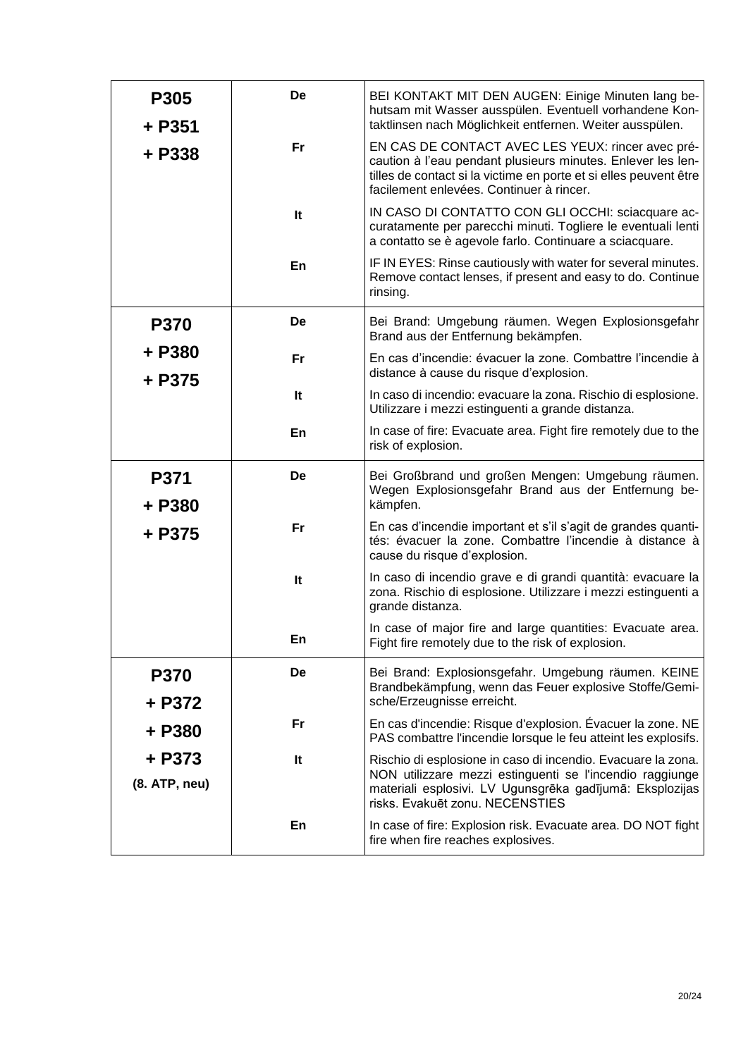| | | |
|---|---|---|
| **P305 + P351 + P338** | **De** | BEI KONTAKT MIT DEN AUGEN: Einige Minuten lang behutsam mit Wasser ausspülen. Eventuell vorhandene Kontaktlinsen nach Möglichkeit entfernen. Weiter ausspülen. |
| | **Fr** | EN CAS DE CONTACT AVEC LES YEUX: rincer avec précaution à l'eau pendant plusieurs minutes. Enlever les lentilles de contact si la victime en porte et si elles peuvent être facilement enlevées. Continuer à rincer. |
| | **It** | IN CASO DI CONTATTO CON GLI OCCHI: sciacquare accuratamente per parecchi minuti. Togliere le eventuali lenti a contatto se è agevole farlo. Continuare a sciacquare. |
| | **En** | IF IN EYES: Rinse cautiously with water for several minutes. Remove contact lenses, if present and easy to do. Continue rinsing. |
| **P370 + P380 + P375** | **De** | Bei Brand: Umgebung räumen. Wegen Explosionsgefahr Brand aus der Entfernung bekämpfen. |
| | **Fr** | En cas d'incendie: évacuer la zone. Combattre l'incendie à distance à cause du risque d'explosion. |
| | **It** | In caso di incendio: evacuare la zona. Rischio di esplosione. Utilizzare i mezzi estinguenti a grande distanza. |
| | **En** | In case of fire: Evacuate area. Fight fire remotely due to the risk of explosion. |
| **P371 + P380 + P375** | **De** | Bei Großbrand und großen Mengen: Umgebung räumen. Wegen Explosionsgefahr Brand aus der Entfernung bekämpfen. |
| | **Fr** | En cas d'incendie important et s'il s'agit de grandes quantités: évacuer la zone. Combattre l'incendie à distance à cause du risque d'explosion. |
| | **It** | In caso di incendio grave e di grandi quantità: evacuare la zona. Rischio di esplosione. Utilizzare i mezzi estinguenti a grande distanza. |
| | **En** | In case of major fire and large quantities: Evacuate area. Fight fire remotely due to the risk of explosion. |
| **P370 + P372 + P380 + P373 (8. ATP, neu)** | **De** | Bei Brand: Explosionsgefahr. Umgebung räumen. KEINE Brandbekämpfung, wenn das Feuer explosive Stoffe/Gemische/Erzeugnisse erreicht. |
| | **Fr** | En cas d'incendie: Risque d'explosion. Évacuer la zone. NE PAS combattre l'incendie lorsque le feu atteint les explosifs. |
| | **It** | Rischio di esplosione in caso di incendio. Evacuare la zona. NON utilizzare mezzi estinguenti se l'incendio raggiunge materiali esplosivi. LV Ugunsgrēka gadījumā: Eksplozijas risks. Evakuēt zonu. NECENSTIES |
| | **En** | In case of fire: Explosion risk. Evacuate area. DO NOT fight fire when fire reaches explosives. |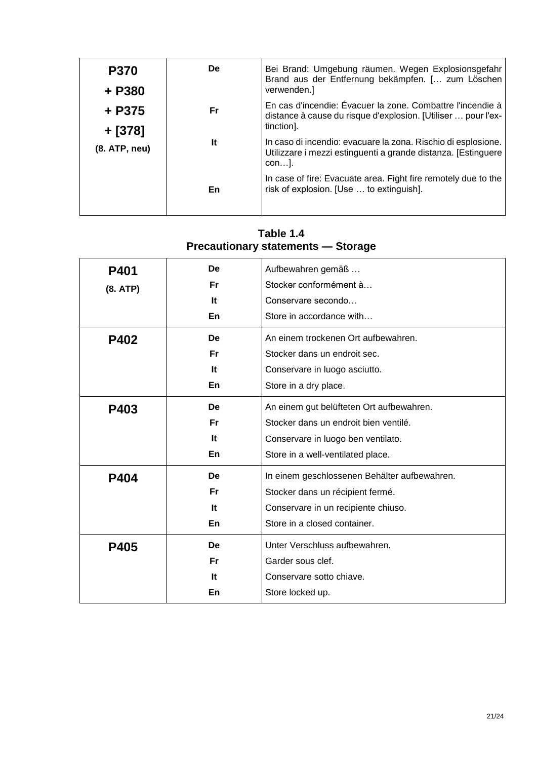| P370 + P380 + P375 + [378] (8. ATP, neu) | De | Bei Brand: Umgebung räumen. Wegen Explosionsgefahr Brand aus der Entfernung bekämpfen. [… zum Löschen verwenden.] |
|---|---|---|
| | Fr | En cas d'incendie: Évacuer la zone. Combattre l'incendie à distance à cause du risque d'explosion. [Utiliser … pour l'extinction]. |
| | It | In caso di incendio: evacuare la zona. Rischio di esplosione. Utilizzare i mezzi estinguenti a grande distanza. [Estinguere con…]. |
| | En | In case of fire: Evacuate area. Fight fire remotely due to the risk of explosion. [Use … to extinguish]. |

**Table 1.4**
**Precautionary statements — Storage**

| P401 (8. ATP) | De | Aufbewahren gemäß … |
|---|---|---|
| | Fr | Stocker conformément à… |
| | It | Conservare secondo… |
| | En | Store in accordance with… |
| P402 | De | An einem trockenen Ort aufbewahren. |
| | Fr | Stocker dans un endroit sec. |
| | It | Conservare in luogo asciutto. |
| | En | Store in a dry place. |
| P403 | De | An einem gut belüfteten Ort aufbewahren. |
| | Fr | Stocker dans un endroit bien ventilé. |
| | It | Conservare in luogo ben ventilato. |
| | En | Store in a well-ventilated place. |
| P404 | De | In einem geschlossenen Behälter aufbewahren. |
| | Fr | Stocker dans un récipient fermé. |
| | It | Conservare in un recipiente chiuso. |
| | En | Store in a closed container. |
| P405 | De | Unter Verschluss aufbewahren. |
| | Fr | Garder sous clef. |
| | It | Conservare sotto chiave. |
| | En | Store locked up. |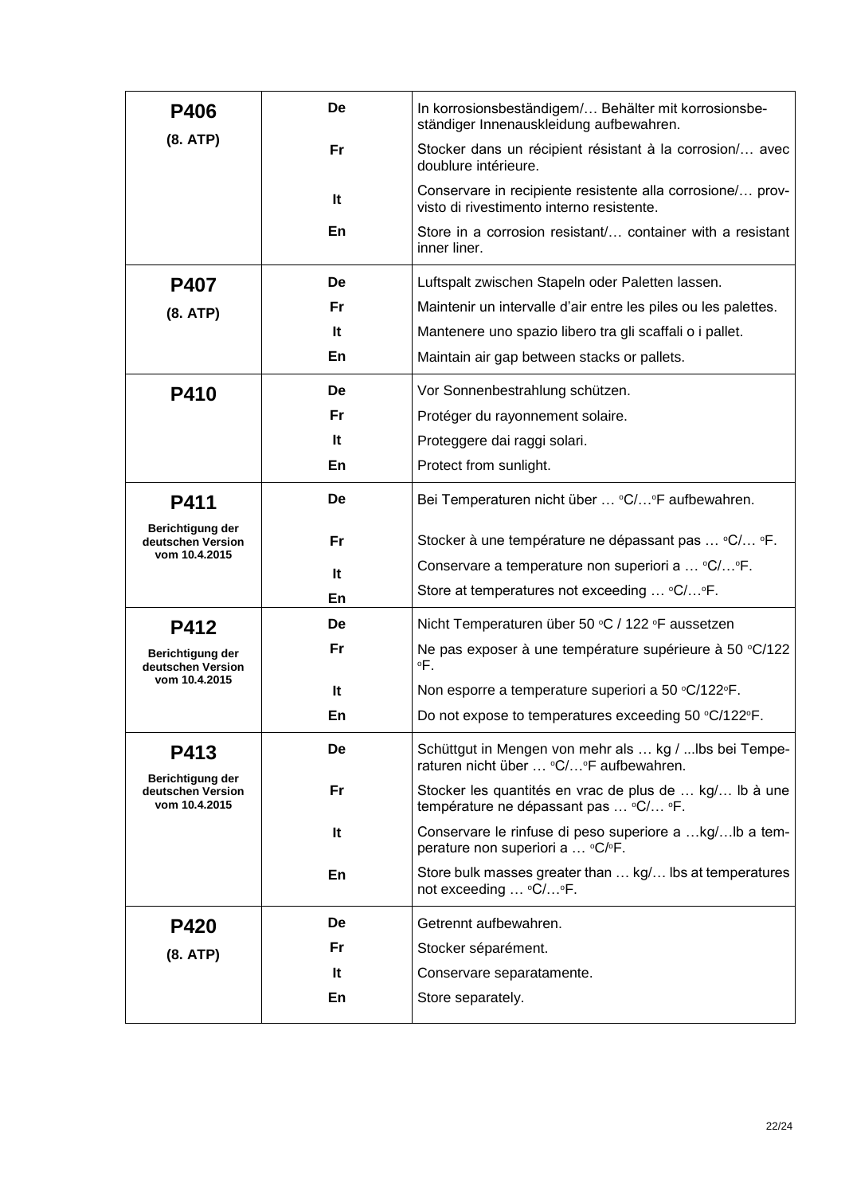| | | |
|---|---|---|
| **P406**<br>**(8. ATP)** | **De** | In korrosionsbeständigem/… Behälter mit korrosionsbeständiger Innenauskleidung aufbewahren. |
| | **Fr** | Stocker dans un récipient résistant à la corrosion/… avec doublure intérieure. |
| | **It** | Conservare in recipiente resistente alla corrosione/… provvisto di rivestimento interno resistente. |
| | **En** | Store in a corrosion resistant/… container with a resistant inner liner. |
| **P407**<br>**(8. ATP)** | **De** | Luftspalt zwischen Stapeln oder Paletten lassen. |
| | **Fr** | Maintenir un intervalle d'air entre les piles ou les palettes. |
| | **It** | Mantenere uno spazio libero tra gli scaffali o i pallet. |
| | **En** | Maintain air gap between stacks or pallets. |
| **P410** | **De** | Vor Sonnenbestrahlung schützen. |
| | **Fr** | Protéger du rayonnement solaire. |
| | **It** | Proteggere dai raggi solari. |
| | **En** | Protect from sunlight. |
| **P411**<br>**Berichtigung der deutschen Version vom 10.4.2015** | **De** | Bei Temperaturen nicht über … °C/…°F aufbewahren. |
| | **Fr** | Stocker à une température ne dépassant pas … °C/… °F. |
| | **It** | Conservare a temperature non superiori a … °C/…°F. |
| | **En** | Store at temperatures not exceeding … °C/…°F. |
| **P412**<br>**Berichtigung der deutschen Version vom 10.4.2015** | **De** | Nicht Temperaturen über 50 °C / 122 °F aussetzen |
| | **Fr** | Ne pas exposer à une température supérieure à 50 °C/122 °F. |
| | **It** | Non esporre a temperature superiori a 50 °C/122°F. |
| | **En** | Do not expose to temperatures exceeding 50 °C/122°F. |
| **P413**<br>**Berichtigung der deutschen Version vom 10.4.2015** | **De** | Schüttgut in Mengen von mehr als … kg / ...lbs bei Temperaturen nicht über … °C/…°F aufbewahren. |
| | **Fr** | Stocker les quantités en vrac de plus de … kg/… lb à une température ne dépassant pas … °C/… °F. |
| | **It** | Conservare le rinfuse di peso superiore a …kg/…lb a temperature non superiori a … °C/°F. |
| | **En** | Store bulk masses greater than … kg/… lbs at temperatures not exceeding … °C/…°F. |
| **P420**<br>**(8. ATP)** | **De** | Getrennt aufbewahren. |
| | **Fr** | Stocker séparément. |
| | **It** | Conservare separatamente. |
| | **En** | Store separately. |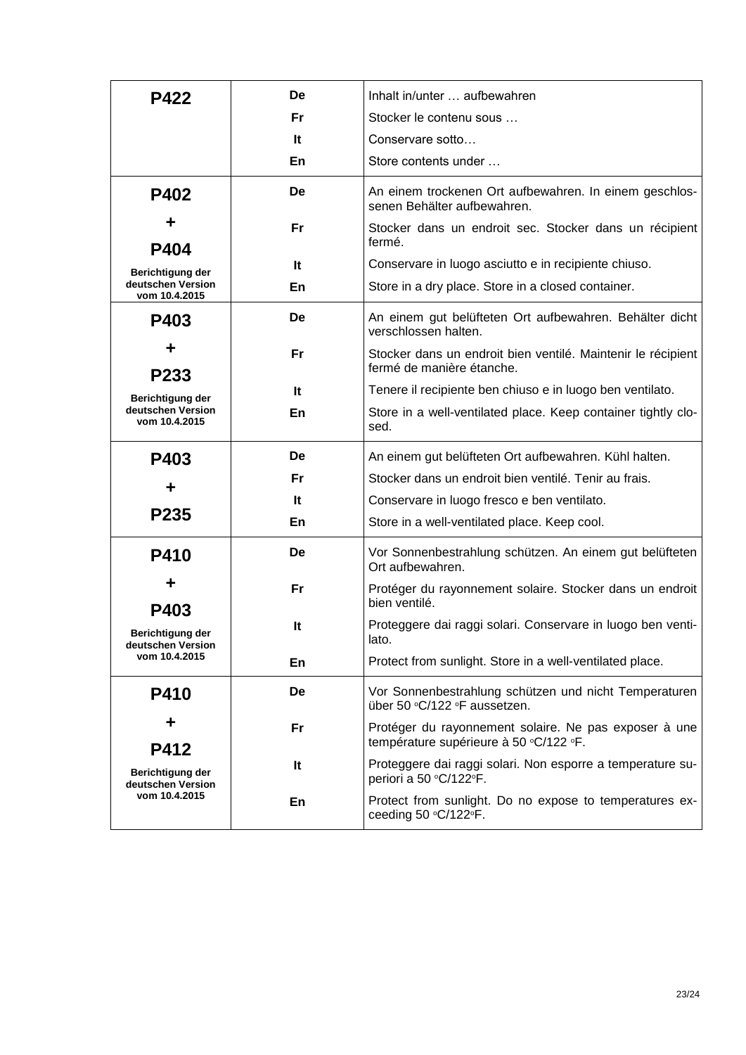| | | |
|---|---|---|
| **P422** | **De** | Inhalt in/unter … aufbewahren |
| | **Fr** | Stocker le contenu sous … |
| | **It** | Conservare sotto… |
| | **En** | Store contents under … |
| **P402 + P404** Berichtigung der deutschen Version vom 10.4.2015 | **De** | An einem trockenen Ort aufbewahren. In einem geschlossenen Behälter aufbewahren. |
| | **Fr** | Stocker dans un endroit sec. Stocker dans un récipient fermé. |
| | **It** | Conservare in luogo asciutto e in recipiente chiuso. |
| | **En** | Store in a dry place. Store in a closed container. |
| **P403 + P233** Berichtigung der deutschen Version vom 10.4.2015 | **De** | An einem gut belüfteten Ort aufbewahren. Behälter dicht verschlossen halten. |
| | **Fr** | Stocker dans un endroit bien ventilé. Maintenir le récipient fermé de manière étanche. |
| | **It** | Tenere il recipiente ben chiuso e in luogo ben ventilato. |
| | **En** | Store in a well-ventilated place. Keep container tightly closed. |
| **P403 + P235** | **De** | An einem gut belüfteten Ort aufbewahren. Kühl halten. |
| | **Fr** | Stocker dans un endroit bien ventilé. Tenir au frais. |
| | **It** | Conservare in luogo fresco e ben ventilato. |
| | **En** | Store in a well-ventilated place. Keep cool. |
| **P410 + P403** Berichtigung der deutschen Version vom 10.4.2015 | **De** | Vor Sonnenbestrahlung schützen. An einem gut belüfteten Ort aufbewahren. |
| | **Fr** | Protéger du rayonnement solaire. Stocker dans un endroit bien ventilé. |
| | **It** | Proteggere dai raggi solari. Conservare in luogo ben ventilato. |
| | **En** | Protect from sunlight. Store in a well-ventilated place. |
| **P410 + P412** Berichtigung der deutschen Version vom 10.4.2015 | **De** | Vor Sonnenbestrahlung schützen und nicht Temperaturen über 50 °C/122 °F aussetzen. |
| | **Fr** | Protéger du rayonnement solaire. Ne pas exposer à une température supérieure à 50 °C/122 °F. |
| | **It** | Proteggere dai raggi solari. Non esporre a temperature superiori a 50 °C/122°F. |
| | **En** | Protect from sunlight. Do no expose to temperatures exceeding 50 °C/122°F. |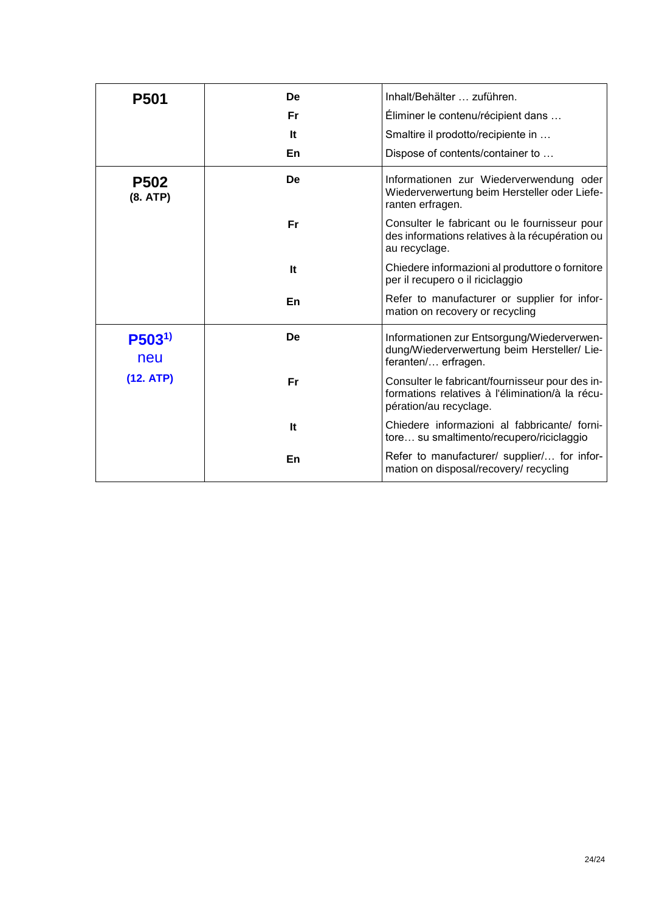| | | |
|---|---|---|
| **P501** | **De** | Inhalt/Behälter … zuführen. |
| | **Fr** | Éliminer le contenu/récipient dans … |
| | **It** | Smaltire il prodotto/recipiente in … |
| | **En** | Dispose of contents/container to … |
| **P502** **(8. ATP)** | **De** | Informationen zur Wiederverwendung oder Wiederverwertung beim Hersteller oder Lieferanten erfragen. |
| | **Fr** | Consulter le fabricant ou le fournisseur pour des informations relatives à la récupération ou au recyclage. |
| | **It** | Chiedere informazioni al produttore o fornitore per il recupero o il riciclaggio |
| | **En** | Refer to manufacturer or supplier for information on recovery or recycling |
| **P503**[1)] neu **(12. ATP)** | **De** | Informationen zur Entsorgung/Wiederverwendung/Wiederverwertung beim Hersteller/ Lieferanten/… erfragen. |
| | **Fr** | Consulter le fabricant/fournisseur pour des informations relatives à l'élimination/à la récupération/au recyclage. |
| | **It** | Chiedere informazioni al fabbricante/ fornitore… su smaltimento/recupero/riciclaggio |
| | **En** | Refer to manufacturer/ supplier/… for information on disposal/recovery/ recycling |